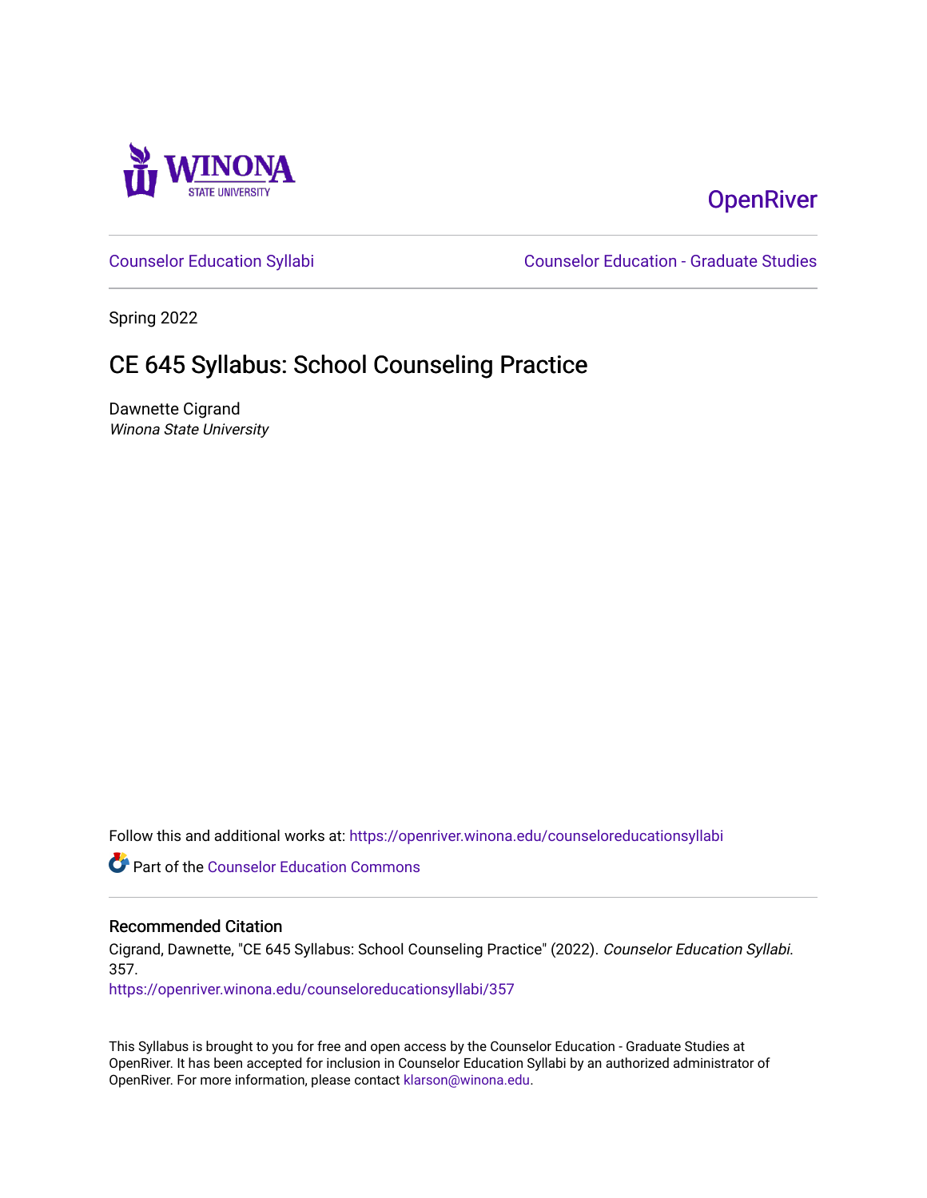OpenRiver

Counselor Education Syllabi

Counselor Education - Graduate Studies

Spring 2022

# CE 645 Syllabus: School Counseling Practice

Dawnette Cigrand

*Winona State University*

Follow this and additional works at: https://openriver.winona.edu/counseloreducationsyllabi

Part of the Counselor Education Commons

## Recommended Citation

Cigrand, Dawnette, "CE 645 Syllabus: School Counseling Practice" (2022). *Counselor Education Syllabi*. 357.

https://openriver.winona.edu/counseloreducationsyllabi/357

This Syllabus is brought to you for free and open access by the Counselor Education - Graduate Studies at OpenRiver. It has been accepted for inclusion in Counselor Education Syllabi by an authorized administrator of OpenRiver. For more information, please contact klarson@winona.edu.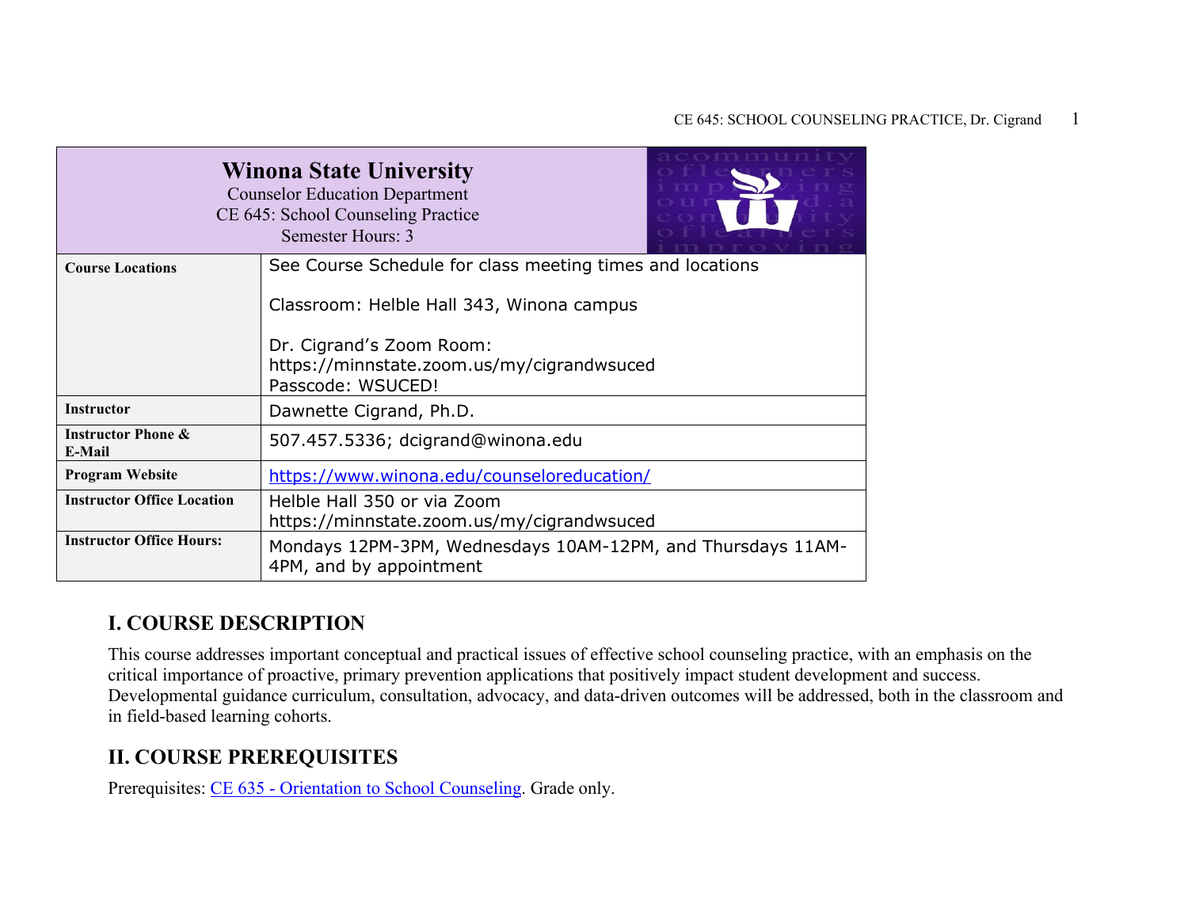| **Winona State University**<br>Counselor Education Department<br>CE 645: School Counseling Practice<br>Semester Hours: 3 | |
|---|---|
| **Course Locations** | See Course Schedule for class meeting times and locations<br><br>Classroom: Helble Hall 343, Winona campus<br><br>Dr. Cigrand's Zoom Room:<br>https://minnstate.zoom.us/my/cigrandwsuced<br>Passcode: WSUCED! |
| **Instructor** | Dawnette Cigrand, Ph.D. |
| **Instructor Phone & E-Mail** | 507.457.5336; dcigrand@winona.edu |
| **Program Website** | https://www.winona.edu/counseloreducation/ |
| **Instructor Office Location** | Helble Hall 350 or via Zoom<br>https://minnstate.zoom.us/my/cigrandwsuced |
| **Instructor Office Hours:** | Mondays 12PM-3PM, Wednesdays 10AM-12PM, and Thursdays 11AM-4PM, and by appointment |

## I. COURSE DESCRIPTION

This course addresses important conceptual and practical issues of effective school counseling practice, with an emphasis on the critical importance of proactive, primary prevention applications that positively impact student development and success. Developmental guidance curriculum, consultation, advocacy, and data-driven outcomes will be addressed, both in the classroom and in field-based learning cohorts.

## II. COURSE PREREQUISITES

Prerequisites: CE 635 - Orientation to School Counseling. Grade only.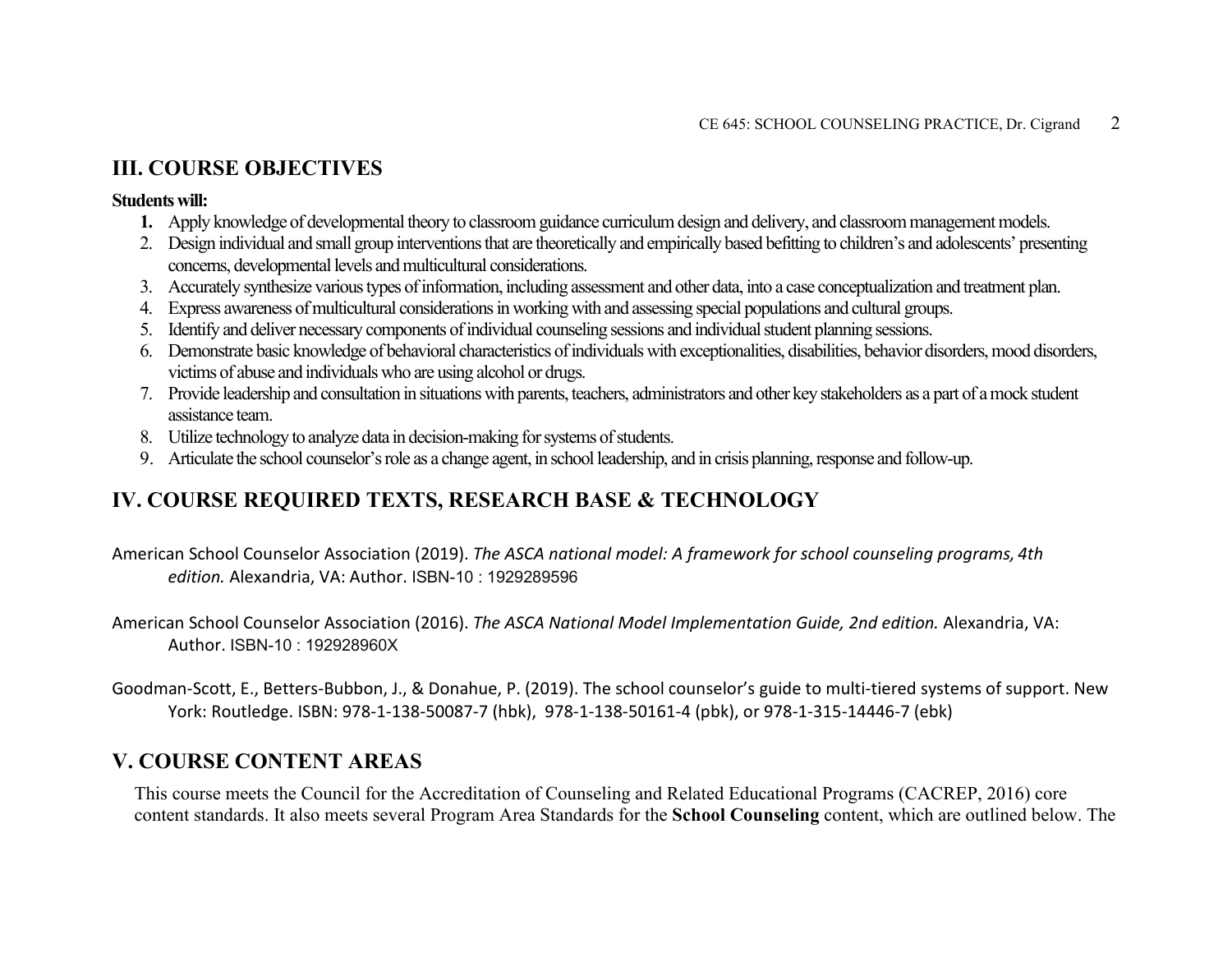## III. COURSE OBJECTIVES

**Students will:**

1. Apply knowledge of developmental theory to classroom guidance curriculum design and delivery, and classroom management models.
2. Design individual and small group interventions that are theoretically and empirically based befitting to children's and adolescents' presenting concerns, developmental levels and multicultural considerations.
3. Accurately synthesize various types of information, including assessment and other data, into a case conceptualization and treatment plan.
4. Express awareness of multicultural considerations in working with and assessing special populations and cultural groups.
5. Identify and deliver necessary components of individual counseling sessions and individual student planning sessions.
6. Demonstrate basic knowledge of behavioral characteristics of individuals with exceptionalities, disabilities, behavior disorders, mood disorders, victims of abuse and individuals who are using alcohol or drugs.
7. Provide leadership and consultation in situations with parents, teachers, administrators and other key stakeholders as a part of a mock student assistance team.
8. Utilize technology to analyze data in decision-making for systems of students.
9. Articulate the school counselor's role as a change agent, in school leadership, and in crisis planning, response and follow-up.

## IV. COURSE REQUIRED TEXTS, RESEARCH BASE & TECHNOLOGY

American School Counselor Association (2019). *The ASCA national model: A framework for school counseling programs, 4th edition.* Alexandria, VA: Author. ISBN-10 : 1929289596

American School Counselor Association (2016). *The ASCA National Model Implementation Guide, 2nd edition.* Alexandria, VA: Author. ISBN-10 : 192928960X

Goodman-Scott, E., Betters-Bubbon, J., & Donahue, P. (2019). The school counselor's guide to multi-tiered systems of support. New York: Routledge. ISBN: 978-1-138-50087-7 (hbk), 978-1-138-50161-4 (pbk), or 978-1-315-14446-7 (ebk)

## V. COURSE CONTENT AREAS

This course meets the Council for the Accreditation of Counseling and Related Educational Programs (CACREP, 2016) core content standards. It also meets several Program Area Standards for the **School Counseling** content, which are outlined below. The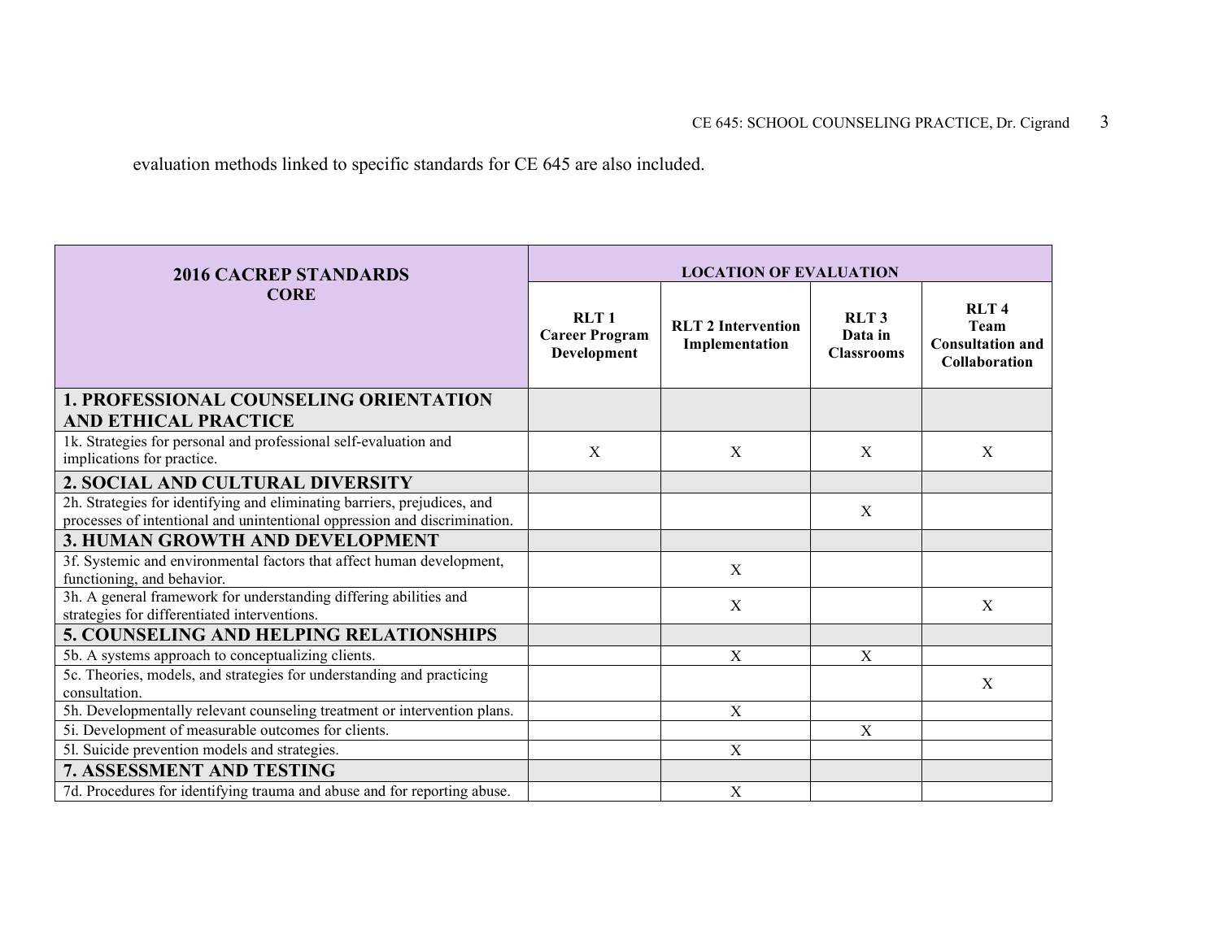evaluation methods linked to specific standards for CE 645 are also included.

| 2016 CACREP STANDARDS CORE | LOCATION OF EVALUATION | | | |
|---|---|---|---|---|
| | RLT 1 Career Program Development | RLT 2 Intervention Implementation | RLT 3 Data in Classrooms | RLT 4 Team Consultation and Collaboration |
| **1. PROFESSIONAL COUNSELING ORIENTATION AND ETHICAL PRACTICE** | | | | |
| 1k. Strategies for personal and professional self-evaluation and implications for practice. | X | X | X | X |
| **2. SOCIAL AND CULTURAL DIVERSITY** | | | | |
| 2h. Strategies for identifying and eliminating barriers, prejudices, and processes of intentional and unintentional oppression and discrimination. | | | X | |
| **3. HUMAN GROWTH AND DEVELOPMENT** | | | | |
| 3f. Systemic and environmental factors that affect human development, functioning, and behavior. | | X | | |
| 3h. A general framework for understanding differing abilities and strategies for differentiated interventions. | | X | | X |
| **5. COUNSELING AND HELPING RELATIONSHIPS** | | | | |
| 5b. A systems approach to conceptualizing clients. | | X | X | |
| 5c. Theories, models, and strategies for understanding and practicing consultation. | | | | X |
| 5h. Developmentally relevant counseling treatment or intervention plans. | | X | | |
| 5i. Development of measurable outcomes for clients. | | | X | |
| 5l. Suicide prevention models and strategies. | | X | | |
| **7. ASSESSMENT AND TESTING** | | | | |
| 7d. Procedures for identifying trauma and abuse and for reporting abuse. | | X | | |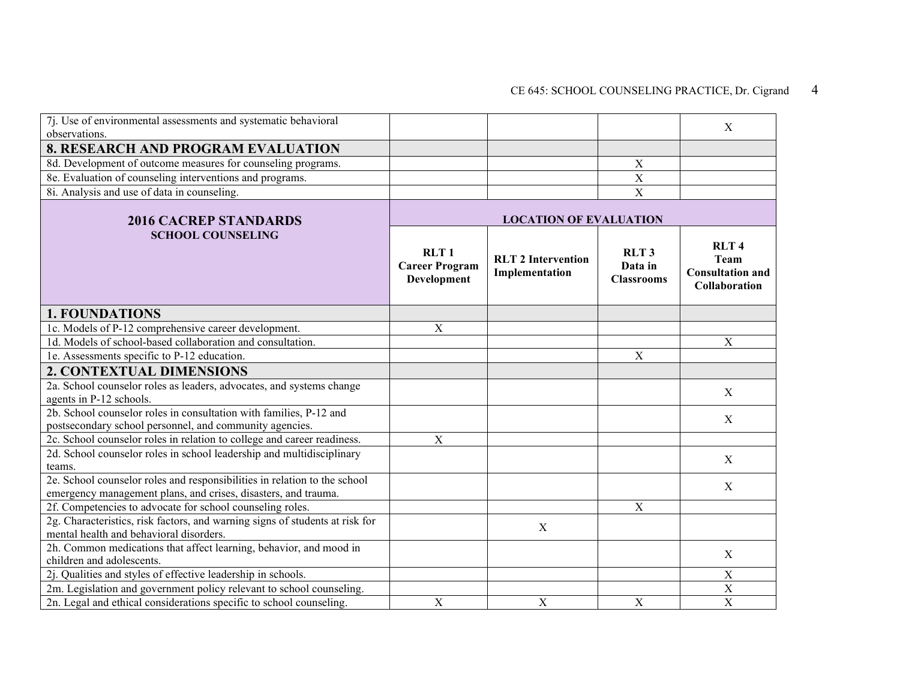| | | | | |
|---|---|---|---|---|
| 7j. Use of environmental assessments and systematic behavioral observations. | | | | X |
| **8. RESEARCH AND PROGRAM EVALUATION** | | | | |
| 8d. Development of outcome measures for counseling programs. | | | X | |
| 8e. Evaluation of counseling interventions and programs. | | | X | |
| 8i. Analysis and use of data in counseling. | | | X | |

| **2016 CACREP STANDARDS**<br>**SCHOOL COUNSELING** | **LOCATION OF EVALUATION** | | | |
|---|---|---|---|---|
| | **RLT 1 Career Program Development** | **RLT 2 Intervention Implementation** | **RLT 3 Data in Classrooms** | **RLT 4 Team Consultation and Collaboration** |
| **1. FOUNDATIONS** | | | | |
| 1c. Models of P-12 comprehensive career development. | X | | | |
| 1d. Models of school-based collaboration and consultation. | | | | X |
| 1e. Assessments specific to P-12 education. | | | X | |
| **2. CONTEXTUAL DIMENSIONS** | | | | |
| 2a. School counselor roles as leaders, advocates, and systems change agents in P-12 schools. | | | | X |
| 2b. School counselor roles in consultation with families, P-12 and postsecondary school personnel, and community agencies. | | | | X |
| 2c. School counselor roles in relation to college and career readiness. | X | | | |
| 2d. School counselor roles in school leadership and multidisciplinary teams. | | | | X |
| 2e. School counselor roles and responsibilities in relation to the school emergency management plans, and crises, disasters, and trauma. | | | | X |
| 2f. Competencies to advocate for school counseling roles. | | | X | |
| 2g. Characteristics, risk factors, and warning signs of students at risk for mental health and behavioral disorders. | | X | | |
| 2h. Common medications that affect learning, behavior, and mood in children and adolescents. | | | | X |
| 2j. Qualities and styles of effective leadership in schools. | | | | X |
| 2m. Legislation and government policy relevant to school counseling. | | | | X |
| 2n. Legal and ethical considerations specific to school counseling. | X | X | X | X |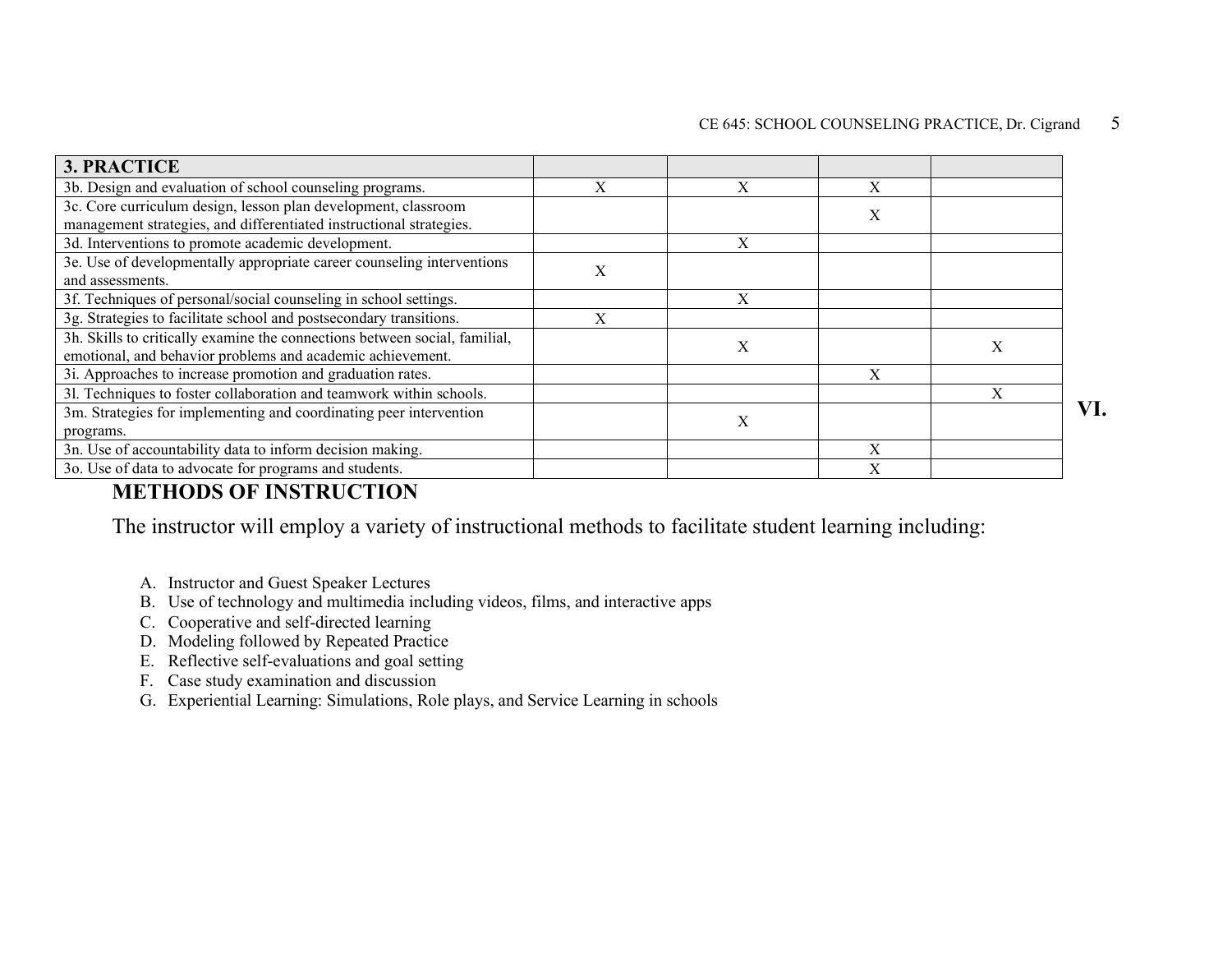| 3. PRACTICE | | | | |
|---|---|---|---|---|
| 3b. Design and evaluation of school counseling programs. | X | X | X | |
| 3c. Core curriculum design, lesson plan development, classroom management strategies, and differentiated instructional strategies. | | | X | |
| 3d. Interventions to promote academic development. | | X | | |
| 3e. Use of developmentally appropriate career counseling interventions and assessments. | X | | | |
| 3f. Techniques of personal/social counseling in school settings. | | X | | |
| 3g. Strategies to facilitate school and postsecondary transitions. | X | | | |
| 3h. Skills to critically examine the connections between social, familial, emotional, and behavior problems and academic achievement. | | X | | X |
| 3i. Approaches to increase promotion and graduation rates. | | | X | |
| 3l. Techniques to foster collaboration and teamwork within schools. | | | | X |
| 3m. Strategies for implementing and coordinating peer intervention programs. | | X | | |
| 3n. Use of accountability data to inform decision making. | | | X | |
| 3o. Use of data to advocate for programs and students. | | | X | |

## VI. METHODS OF INSTRUCTION

The instructor will employ a variety of instructional methods to facilitate student learning including:

A. Instructor and Guest Speaker Lectures
B. Use of technology and multimedia including videos, films, and interactive apps
C. Cooperative and self-directed learning
D. Modeling followed by Repeated Practice
E. Reflective self-evaluations and goal setting
F. Case study examination and discussion
G. Experiential Learning: Simulations, Role plays, and Service Learning in schools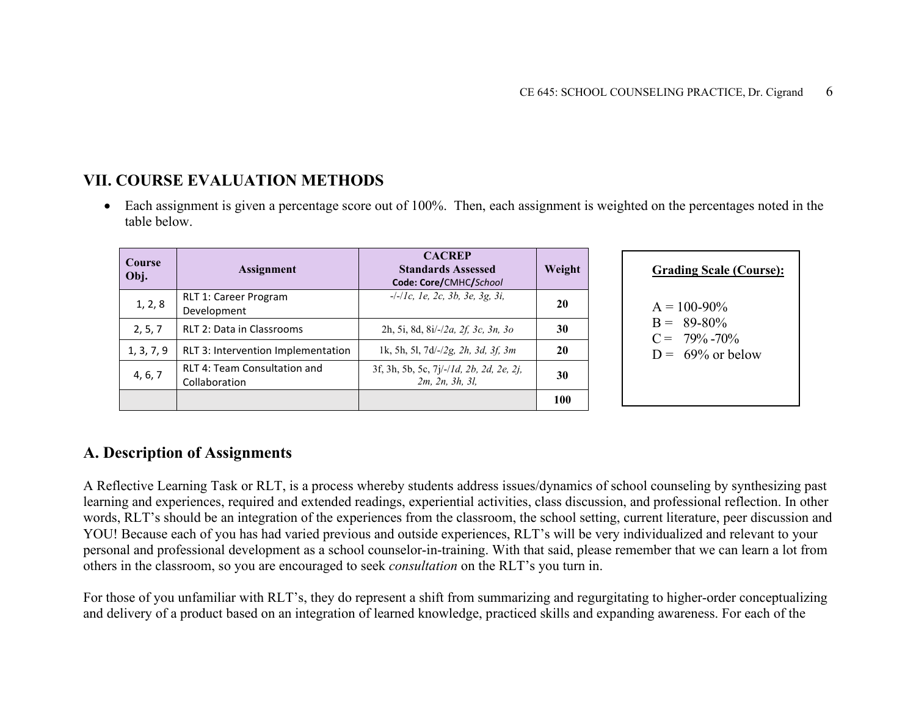## VII. COURSE EVALUATION METHODS

- Each assignment is given a percentage score out of 100%. Then, each assignment is weighted on the percentages noted in the table below.

| Course Obj. | Assignment | CACREP Standards Assessed Code: Core/CMHC/*School* | Weight |
|---|---|---|---|
| 1, 2, 8 | RLT 1: Career Program Development | -/-/*1c, 1e, 2c, 3b, 3e, 3g, 3i,* | **20** |
| 2, 5, 7 | RLT 2: Data in Classrooms | 2h, 5i, 8d, 8i/-/*2a, 2f, 3c, 3n, 3o* | **30** |
| 1, 3, 7, 9 | RLT 3: Intervention Implementation | 1k, 5h, 5l, 7d/-/*2g, 2h, 3d, 3f, 3m* | **20** |
| 4, 6, 7 | RLT 4: Team Consultation and Collaboration | 3f, 3h, 5b, 5c, 7j/-/*1d, 2b, 2d, 2e, 2j, 2m, 2n, 3h, 3l,* | **30** |
| | | | **100** |

**Grading Scale (Course):**

A = 100-90%
B = 89-80%
C = 79% -70%
D = 69% or below

## A. Description of Assignments

A Reflective Learning Task or RLT, is a process whereby students address issues/dynamics of school counseling by synthesizing past learning and experiences, required and extended readings, experiential activities, class discussion, and professional reflection. In other words, RLT's should be an integration of the experiences from the classroom, the school setting, current literature, peer discussion and YOU! Because each of you has had varied previous and outside experiences, RLT's will be very individualized and relevant to your personal and professional development as a school counselor-in-training. With that said, please remember that we can learn a lot from others in the classroom, so you are encouraged to seek *consultation* on the RLT's you turn in.

For those of you unfamiliar with RLT's, they do represent a shift from summarizing and regurgitating to higher-order conceptualizing and delivery of a product based on an integration of learned knowledge, practiced skills and expanding awareness. For each of the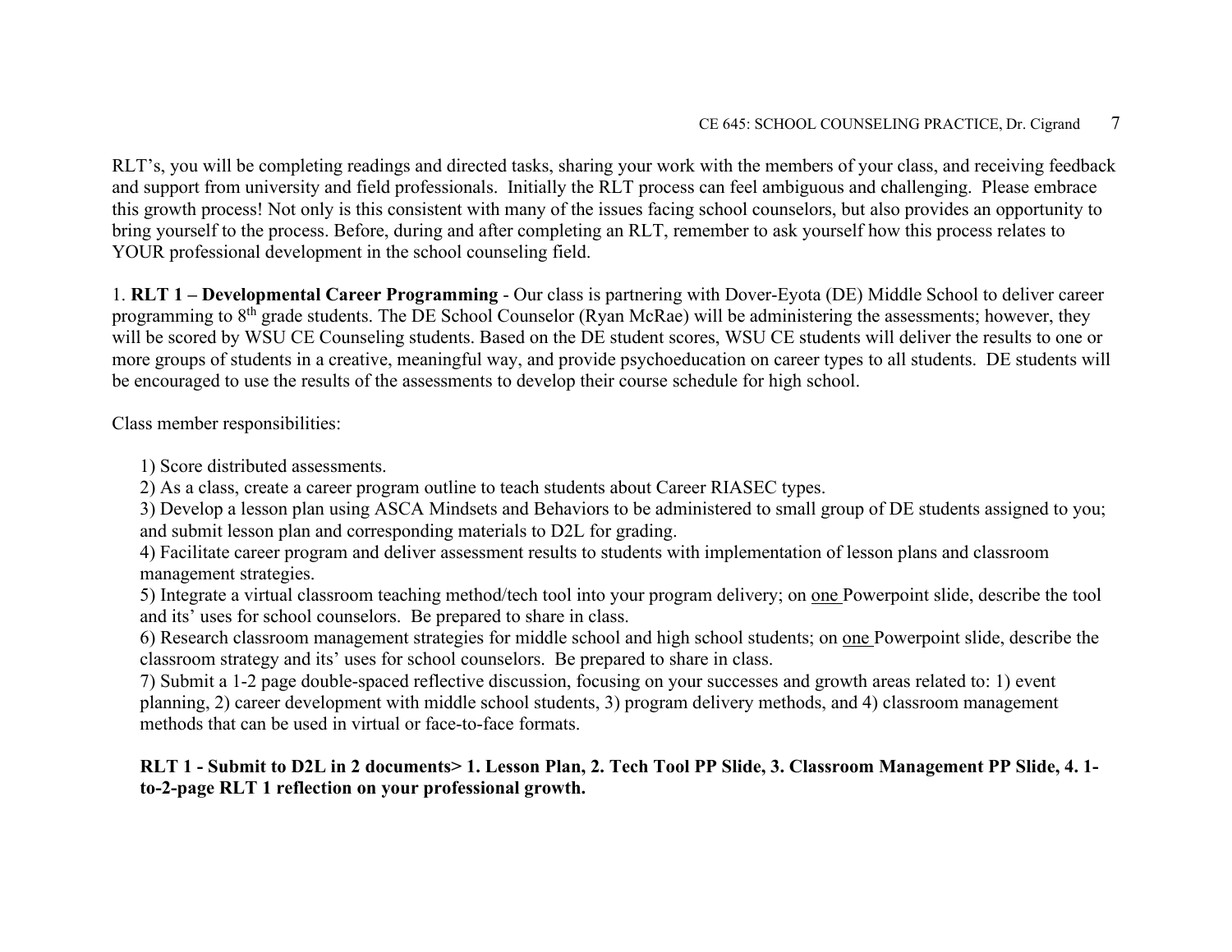RLT's, you will be completing readings and directed tasks, sharing your work with the members of your class, and receiving feedback and support from university and field professionals. Initially the RLT process can feel ambiguous and challenging. Please embrace this growth process! Not only is this consistent with many of the issues facing school counselors, but also provides an opportunity to bring yourself to the process. Before, during and after completing an RLT, remember to ask yourself how this process relates to YOUR professional development in the school counseling field.

1. **RLT 1 – Developmental Career Programming** - Our class is partnering with Dover-Eyota (DE) Middle School to deliver career programming to 8th grade students. The DE School Counselor (Ryan McRae) will be administering the assessments; however, they will be scored by WSU CE Counseling students. Based on the DE student scores, WSU CE students will deliver the results to one or more groups of students in a creative, meaningful way, and provide psychoeducation on career types to all students. DE students will be encouraged to use the results of the assessments to develop their course schedule for high school.

Class member responsibilities:

1) Score distributed assessments.
2) As a class, create a career program outline to teach students about Career RIASEC types.
3) Develop a lesson plan using ASCA Mindsets and Behaviors to be administered to small group of DE students assigned to you; and submit lesson plan and corresponding materials to D2L for grading.
4) Facilitate career program and deliver assessment results to students with implementation of lesson plans and classroom management strategies.
5) Integrate a virtual classroom teaching method/tech tool into your program delivery; on one Powerpoint slide, describe the tool and its' uses for school counselors. Be prepared to share in class.
6) Research classroom management strategies for middle school and high school students; on one Powerpoint slide, describe the classroom strategy and its' uses for school counselors. Be prepared to share in class.
7) Submit a 1-2 page double-spaced reflective discussion, focusing on your successes and growth areas related to: 1) event planning, 2) career development with middle school students, 3) program delivery methods, and 4) classroom management methods that can be used in virtual or face-to-face formats.

**RLT 1 - Submit to D2L in 2 documents> 1. Lesson Plan, 2. Tech Tool PP Slide, 3. Classroom Management PP Slide, 4. 1-to-2-page RLT 1 reflection on your professional growth.**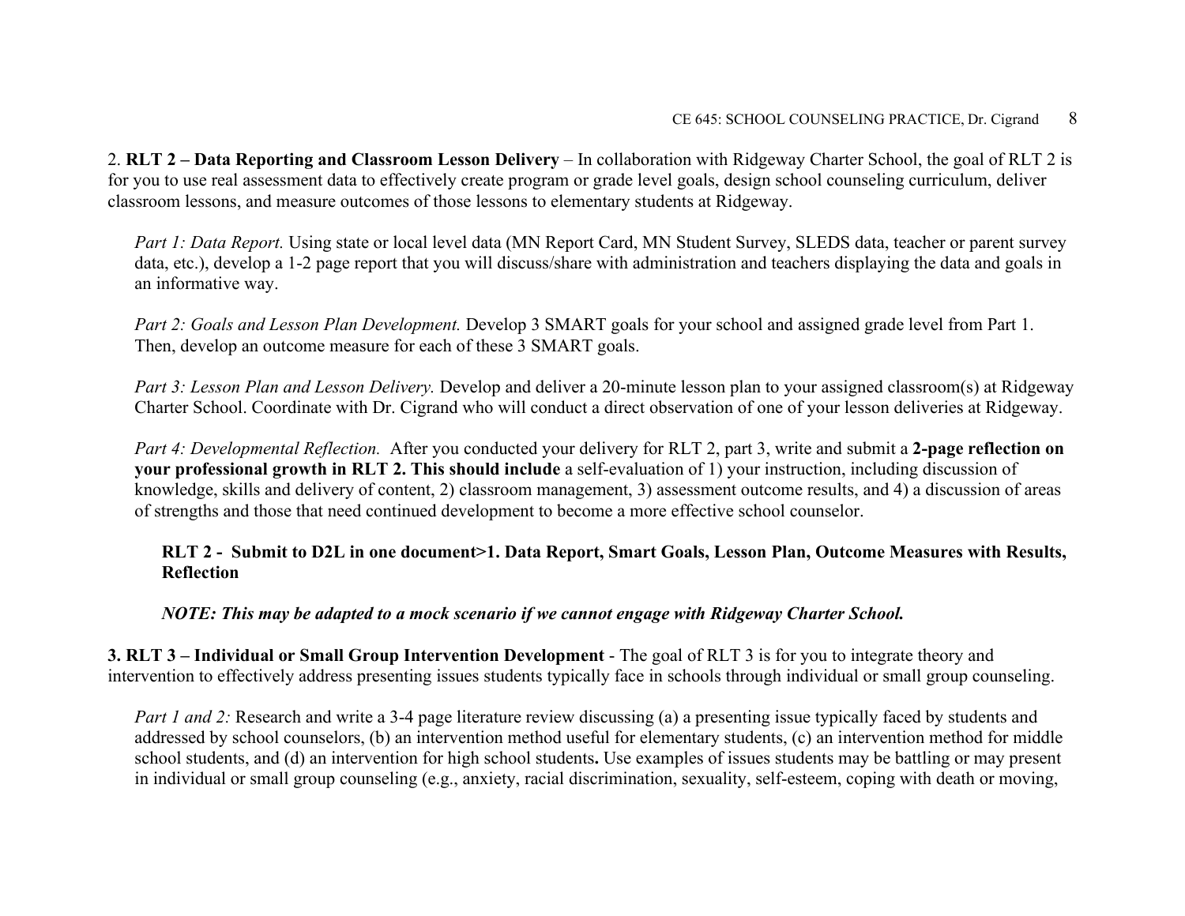2. **RLT 2 – Data Reporting and Classroom Lesson Delivery** – In collaboration with Ridgeway Charter School, the goal of RLT 2 is for you to use real assessment data to effectively create program or grade level goals, design school counseling curriculum, deliver classroom lessons, and measure outcomes of those lessons to elementary students at Ridgeway.

*Part 1: Data Report.* Using state or local level data (MN Report Card, MN Student Survey, SLEDS data, teacher or parent survey data, etc.), develop a 1-2 page report that you will discuss/share with administration and teachers displaying the data and goals in an informative way.

*Part 2: Goals and Lesson Plan Development.* Develop 3 SMART goals for your school and assigned grade level from Part 1. Then, develop an outcome measure for each of these 3 SMART goals.

*Part 3: Lesson Plan and Lesson Delivery.* Develop and deliver a 20-minute lesson plan to your assigned classroom(s) at Ridgeway Charter School. Coordinate with Dr. Cigrand who will conduct a direct observation of one of your lesson deliveries at Ridgeway.

*Part 4: Developmental Reflection.* After you conducted your delivery for RLT 2, part 3, write and submit a **2-page reflection on your professional growth in RLT 2. This should include** a self-evaluation of 1) your instruction, including discussion of knowledge, skills and delivery of content, 2) classroom management, 3) assessment outcome results, and 4) a discussion of areas of strengths and those that need continued development to become a more effective school counselor.

**RLT 2 - Submit to D2L in one document>1. Data Report, Smart Goals, Lesson Plan, Outcome Measures with Results, Reflection**

***NOTE: This may be adapted to a mock scenario if we cannot engage with Ridgeway Charter School.***

**3. RLT 3 – Individual or Small Group Intervention Development** - The goal of RLT 3 is for you to integrate theory and intervention to effectively address presenting issues students typically face in schools through individual or small group counseling.

*Part 1 and 2:* Research and write a 3-4 page literature review discussing (a) a presenting issue typically faced by students and addressed by school counselors, (b) an intervention method useful for elementary students, (c) an intervention method for middle school students, and (d) an intervention for high school students**.** Use examples of issues students may be battling or may present in individual or small group counseling (e.g., anxiety, racial discrimination, sexuality, self-esteem, coping with death or moving,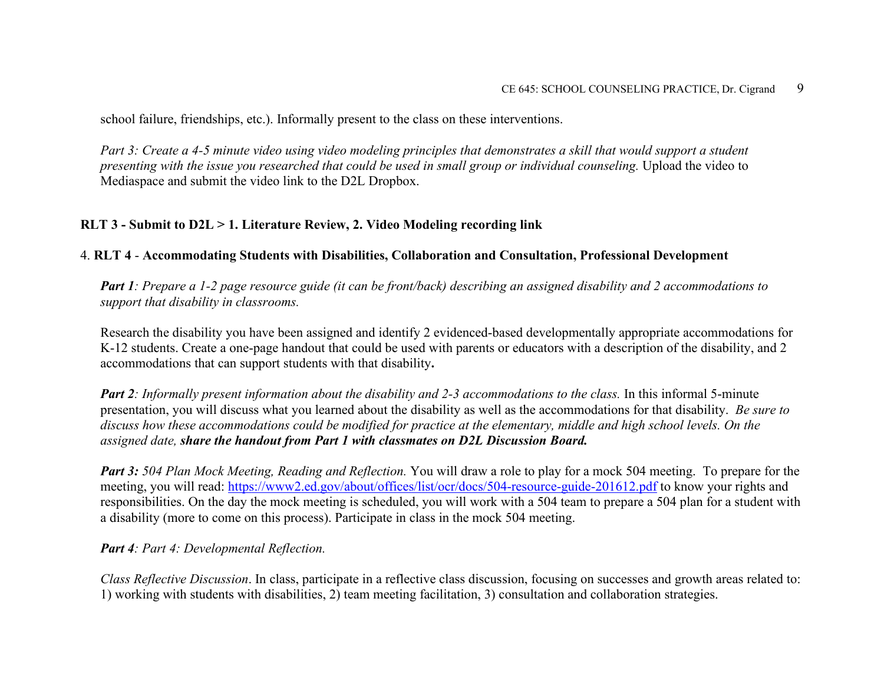school failure, friendships, etc.). Informally present to the class on these interventions.

*Part 3: Create a 4-5 minute video using video modeling principles that demonstrates a skill that would support a student presenting with the issue you researched that could be used in small group or individual counseling.* Upload the video to Mediaspace and submit the video link to the D2L Dropbox.

**RLT 3 - Submit to D2L > 1. Literature Review, 2. Video Modeling recording link**

4. **RLT 4** - **Accommodating Students with Disabilities, Collaboration and Consultation, Professional Development**

***Part 1****: Prepare a 1-2 page resource guide (it can be front/back) describing an assigned disability and 2 accommodations to support that disability in classrooms.*

Research the disability you have been assigned and identify 2 evidenced-based developmentally appropriate accommodations for K-12 students. Create a one-page handout that could be used with parents or educators with a description of the disability, and 2 accommodations that can support students with that disability**.**

***Part 2****: Informally present information about the disability and 2-3 accommodations to the class.* In this informal 5-minute presentation, you will discuss what you learned about the disability as well as the accommodations for that disability. *Be sure to discuss how these accommodations could be modified for practice at the elementary, middle and high school levels. On the assigned date,* ***share the handout from Part 1 with classmates on D2L Discussion Board.***

***Part 3:*** *504 Plan Mock Meeting, Reading and Reflection.* You will draw a role to play for a mock 504 meeting. To prepare for the meeting, you will read: https://www2.ed.gov/about/offices/list/ocr/docs/504-resource-guide-201612.pdf to know your rights and responsibilities. On the day the mock meeting is scheduled, you will work with a 504 team to prepare a 504 plan for a student with a disability (more to come on this process). Participate in class in the mock 504 meeting.

***Part 4****: Part 4: Developmental Reflection.*

*Class Reflective Discussion*. In class, participate in a reflective class discussion, focusing on successes and growth areas related to: 1) working with students with disabilities, 2) team meeting facilitation, 3) consultation and collaboration strategies.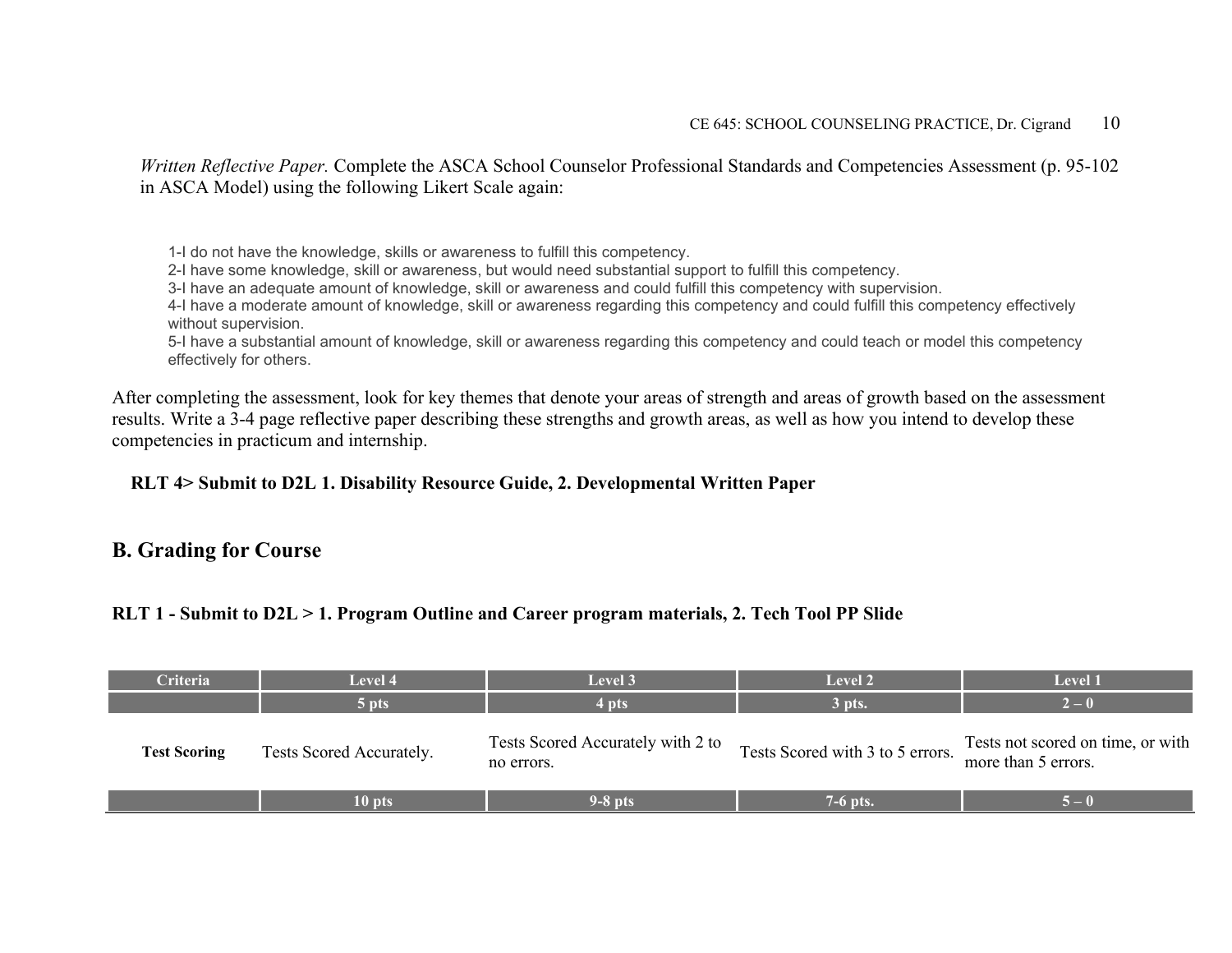*Written Reflective Paper.* Complete the ASCA School Counselor Professional Standards and Competencies Assessment (p. 95-102 in ASCA Model) using the following Likert Scale again:

1-I do not have the knowledge, skills or awareness to fulfill this competency.
2-I have some knowledge, skill or awareness, but would need substantial support to fulfill this competency.
3-I have an adequate amount of knowledge, skill or awareness and could fulfill this competency with supervision.
4-I have a moderate amount of knowledge, skill or awareness regarding this competency and could fulfill this competency effectively without supervision.
5-I have a substantial amount of knowledge, skill or awareness regarding this competency and could teach or model this competency effectively for others.

After completing the assessment, look for key themes that denote your areas of strength and areas of growth based on the assessment results. Write a 3-4 page reflective paper describing these strengths and growth areas, as well as how you intend to develop these competencies in practicum and internship.

**RLT 4> Submit to D2L 1. Disability Resource Guide, 2. Developmental Written Paper**

## B. Grading for Course

**RLT 1 - Submit to D2L > 1. Program Outline and Career program materials, 2. Tech Tool PP Slide**

| Criteria | Level 4 | Level 3 | Level 2 | Level 1 |
|---|---|---|---|---|
| | 5 pts | 4 pts | 3 pts. | 2 – 0 |
| **Test Scoring** | Tests Scored Accurately. | Tests Scored Accurately with 2 to no errors. | Tests Scored with 3 to 5 errors. | Tests not scored on time, or with more than 5 errors. |
| | 10 pts | 9-8 pts | 7-6 pts. | 5 – 0 |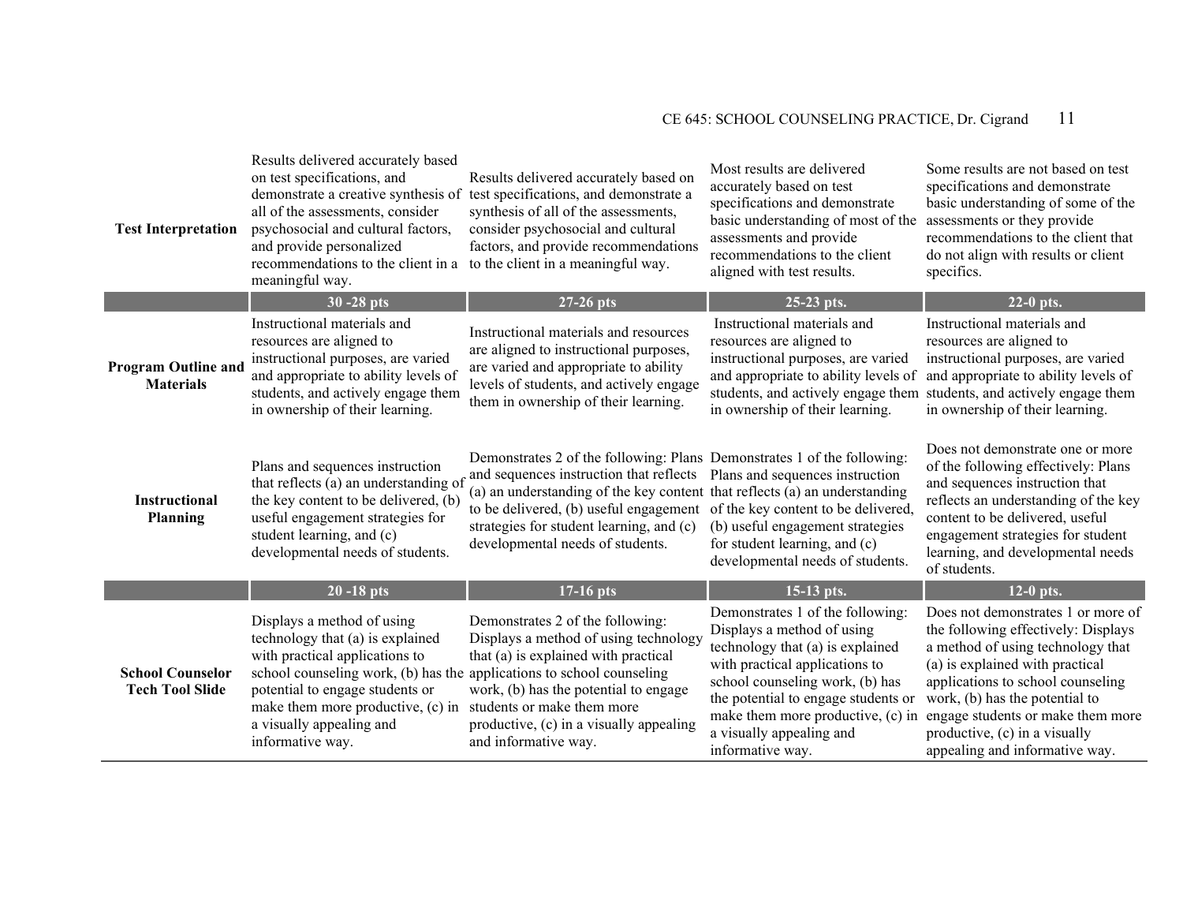| | | | | |
|---|---|---|---|---|
| **Test Interpretation** | Results delivered accurately based on test specifications, and demonstrate a creative synthesis of all of the assessments, consider psychosocial and cultural factors, and provide personalized recommendations to the client in a meaningful way. | Results delivered accurately based on test specifications, and demonstrate a synthesis of all of the assessments, consider psychosocial and cultural factors, and provide recommendations to the client in a meaningful way. | Most results are delivered accurately based on test specifications and demonstrate basic understanding of most of the assessments and provide recommendations to the client aligned with test results. | Some results are not based on test specifications and demonstrate basic understanding of some of the assessments or they provide recommendations to the client that do not align with results or client specifics. |
| | **30 -28 pts** | **27-26 pts** | **25-23 pts.** | **22-0 pts.** |
| **Program Outline and Materials** | Instructional materials and resources are aligned to instructional purposes, are varied and appropriate to ability levels of students, and actively engage them in ownership of their learning. | Instructional materials and resources are aligned to instructional purposes, are varied and appropriate to ability levels of students, and actively engage them in ownership of their learning. | Instructional materials and resources are aligned to instructional purposes, are varied and appropriate to ability levels of students, and actively engage them in ownership of their learning. | Instructional materials and resources are aligned to instructional purposes, are varied and appropriate to ability levels of students, and actively engage them in ownership of their learning. |
| **Instructional Planning** | Plans and sequences instruction that reflects (a) an understanding of the key content to be delivered, (b) useful engagement strategies for student learning, and (c) developmental needs of students. | Demonstrates 2 of the following: Plans and sequences instruction that reflects (a) an understanding of the key content to be delivered, (b) useful engagement strategies for student learning, and (c) developmental needs of students. | Demonstrates 1 of the following: Plans and sequences instruction that reflects (a) an understanding of the key content to be delivered, (b) useful engagement strategies for student learning, and (c) developmental needs of students. | Does not demonstrate one or more of the following effectively: Plans and sequences instruction that reflects an understanding of the key content to be delivered, useful engagement strategies for student learning, and developmental needs of students. |
| | **20 -18 pts** | **17-16 pts** | **15-13 pts.** | **12-0 pts.** |
| **School Counselor Tech Tool Slide** | Displays a method of using technology that (a) is explained with practical applications to school counseling work, (b) has the potential to engage students or make them more productive, (c) in a visually appealing and informative way. | Demonstrates 2 of the following: Displays a method of using technology that (a) is explained with practical applications to school counseling work, (b) has the potential to engage students or make them more productive, (c) in a visually appealing and informative way. | Demonstrates 1 of the following: Displays a method of using technology that (a) is explained with practical applications to school counseling work, (b) has the potential to engage students or make them more productive, (c) in a visually appealing and informative way. | Does not demonstrates 1 or more of the following effectively: Displays a method of using technology that (a) is explained with practical applications to school counseling work, (b) has the potential to engage students or make them more productive, (c) in a visually appealing and informative way. |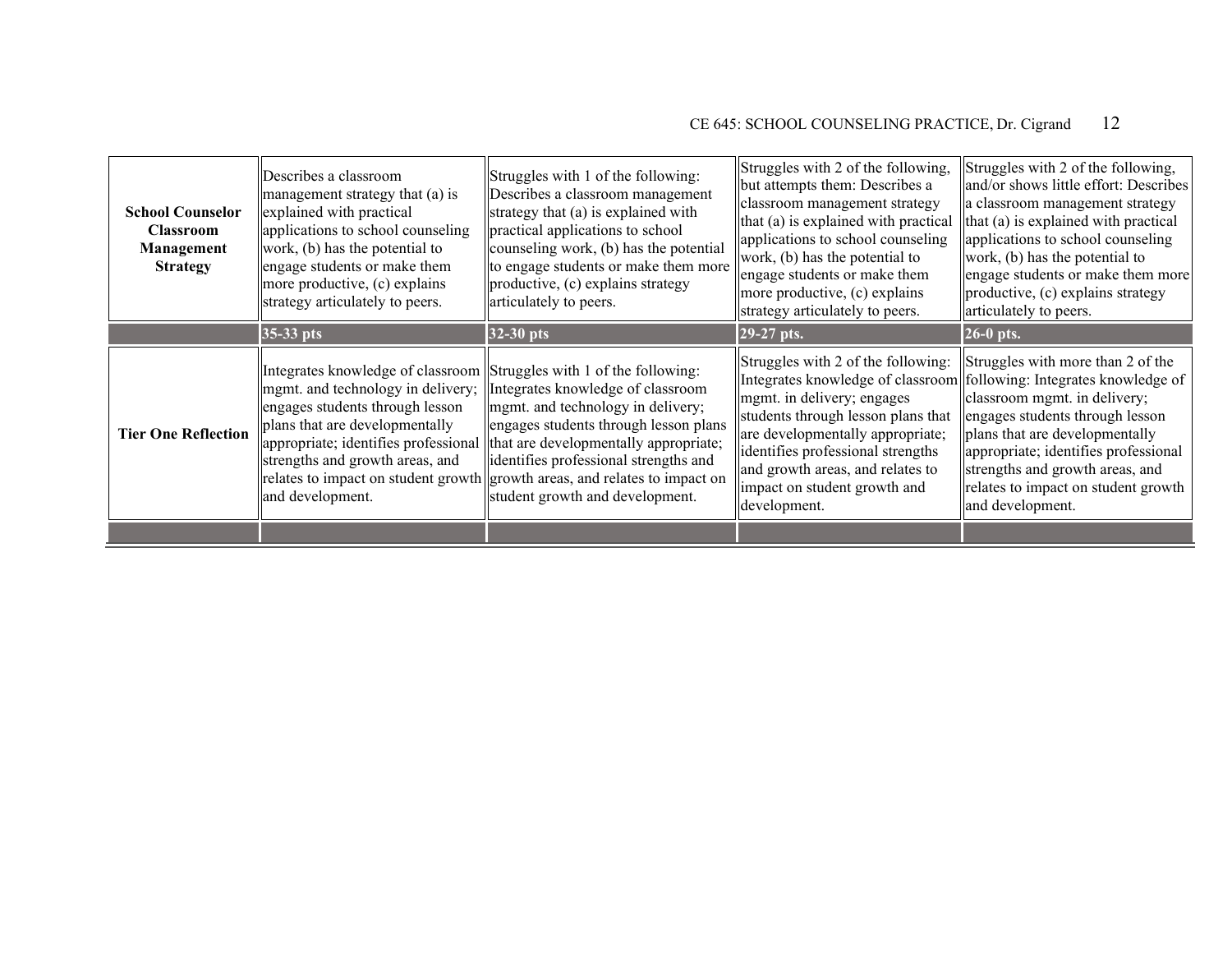| | | | | |
|---|---|---|---|---|
| **School Counselor Classroom Management Strategy** | Describes a classroom management strategy that (a) is explained with practical applications to school counseling work, (b) has the potential to engage students or make them more productive, (c) explains strategy articulately to peers. | Struggles with 1 of the following: Describes a classroom management strategy that (a) is explained with practical applications to school counseling work, (b) has the potential to engage students or make them more productive, (c) explains strategy articulately to peers. | Struggles with 2 of the following, but attempts them: Describes a classroom management strategy that (a) is explained with practical applications to school counseling work, (b) has the potential to engage students or make them more productive, (c) explains strategy articulately to peers. | Struggles with 2 of the following, and/or shows little effort: Describes a classroom management strategy that (a) is explained with practical applications to school counseling work, (b) has the potential to engage students or make them more productive, (c) explains strategy articulately to peers. |
| | **35-33 pts** | **32-30 pts** | **29-27 pts.** | **26-0 pts.** |
| **Tier One Reflection** | Integrates knowledge of classroom mgmt. and technology in delivery; engages students through lesson plans that are developmentally appropriate; identifies professional strengths and growth areas, and relates to impact on student growth and development. | Struggles with 1 of the following: Integrates knowledge of classroom mgmt. and technology in delivery; engages students through lesson plans that are developmentally appropriate; identifies professional strengths and growth areas, and relates to impact on student growth and development. | Struggles with 2 of the following: Integrates knowledge of classroom mgmt. in delivery; engages students through lesson plans that are developmentally appropriate; identifies professional strengths and growth areas, and relates to impact on student growth and development. | Struggles with more than 2 of the following: Integrates knowledge of classroom mgmt. in delivery; engages students through lesson plans that are developmentally appropriate; identifies professional strengths and growth areas, and relates to impact on student growth and development. |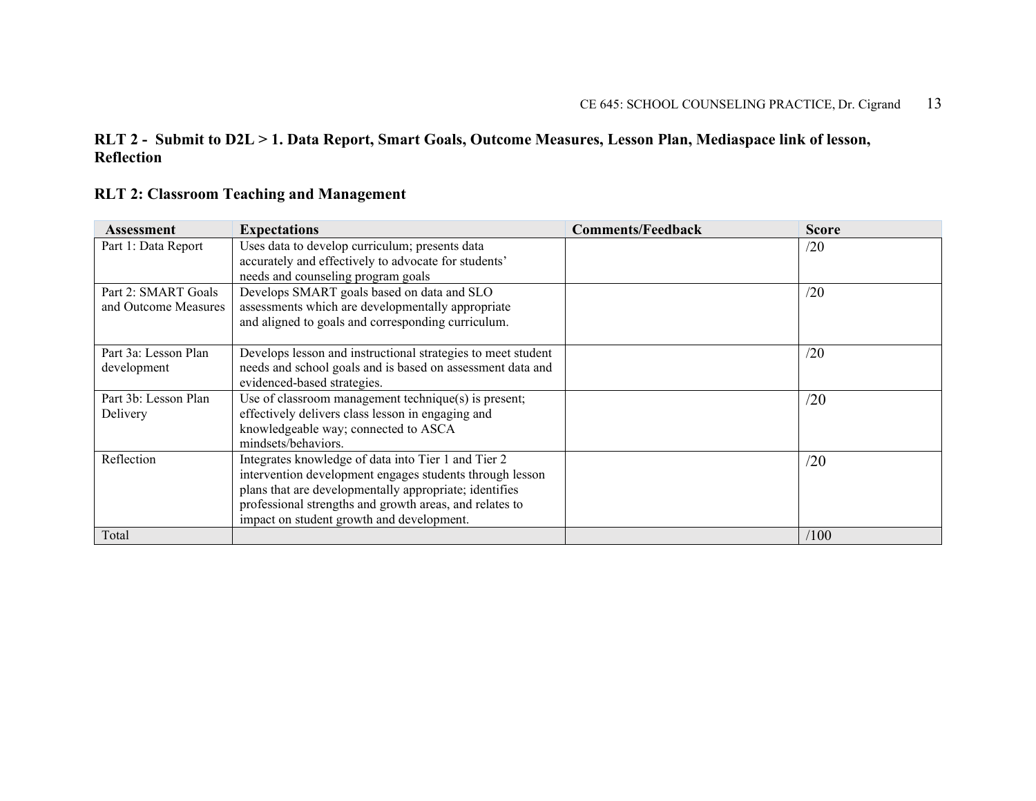**RLT 2 - Submit to D2L > 1. Data Report, Smart Goals, Outcome Measures, Lesson Plan, Mediaspace link of lesson, Reflection**

**RLT 2: Classroom Teaching and Management**

| Assessment | Expectations | Comments/Feedback | Score |
|---|---|---|---|
| Part 1: Data Report | Uses data to develop curriculum; presents data accurately and effectively to advocate for students' needs and counseling program goals | | /20 |
| Part 2: SMART Goals and Outcome Measures | Develops SMART goals based on data and SLO assessments which are developmentally appropriate and aligned to goals and corresponding curriculum. | | /20 |
| Part 3a: Lesson Plan development | Develops lesson and instructional strategies to meet student needs and school goals and is based on assessment data and evidenced-based strategies. | | /20 |
| Part 3b: Lesson Plan Delivery | Use of classroom management technique(s) is present; effectively delivers class lesson in engaging and knowledgeable way; connected to ASCA mindsets/behaviors. | | /20 |
| Reflection | Integrates knowledge of data into Tier 1 and Tier 2 intervention development engages students through lesson plans that are developmentally appropriate; identifies professional strengths and growth areas, and relates to impact on student growth and development. | | /20 |
| Total | | | /100 |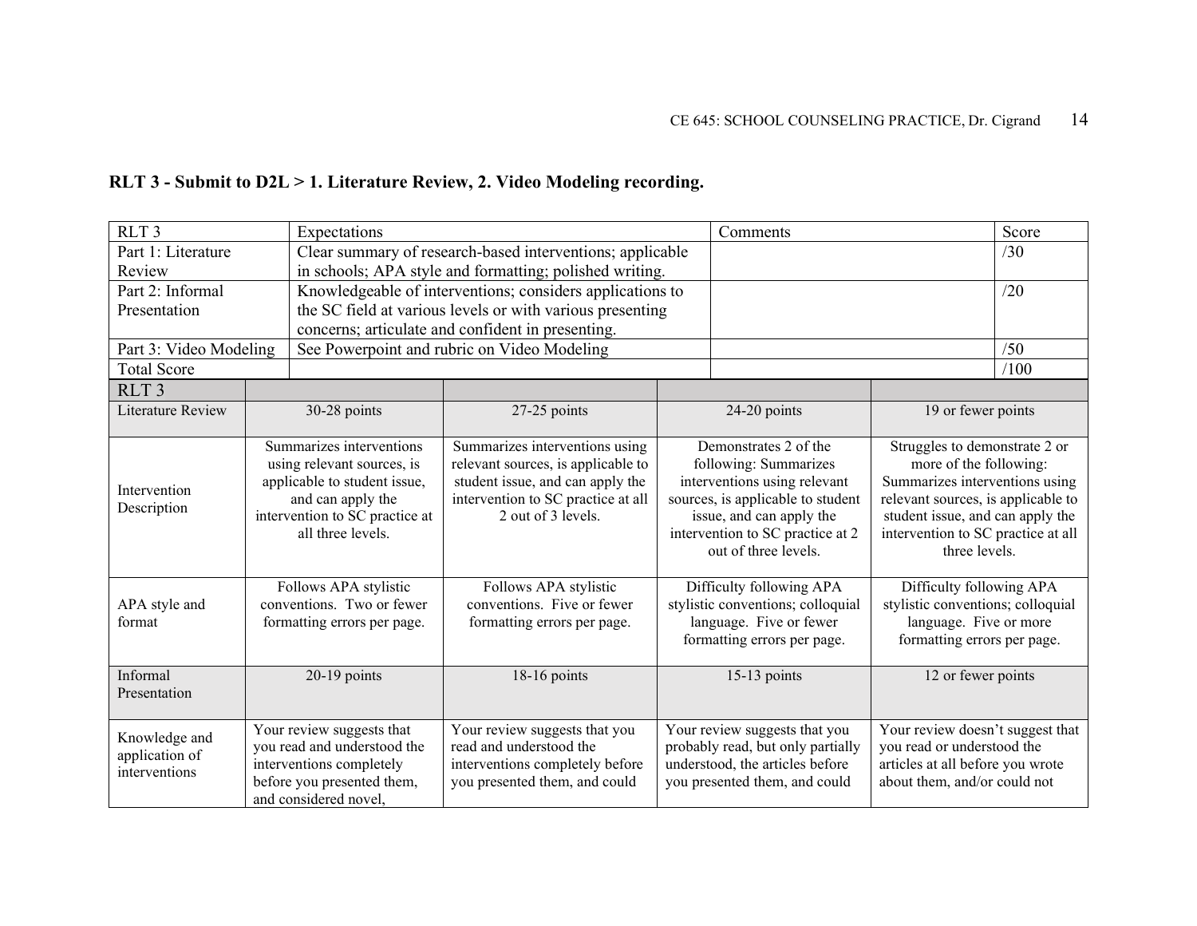**RLT 3 - Submit to D2L > 1. Literature Review, 2. Video Modeling recording.**

| RLT 3 | Expectations | Comments | Score |
|---|---|---|---|
| Part 1: Literature Review | Clear summary of research-based interventions; applicable in schools; APA style and formatting; polished writing. | | /30 |
| Part 2: Informal Presentation | Knowledgeable of interventions; considers applications to the SC field at various levels or with various presenting concerns; articulate and confident in presenting. | | /20 |
| Part 3: Video Modeling | See Powerpoint and rubric on Video Modeling | | /50 |
| Total Score | | | /100 |

| RLT 3 | | | | |
|---|---|---|---|---|
| Literature Review | 30-28 points | 27-25 points | 24-20 points | 19 or fewer points |
| Intervention Description | Summarizes interventions using relevant sources, is applicable to student issue, and can apply the intervention to SC practice at all three levels. | Summarizes interventions using relevant sources, is applicable to student issue, and can apply the intervention to SC practice at all 2 out of 3 levels. | Demonstrates 2 of the following: Summarizes interventions using relevant sources, is applicable to student issue, and can apply the intervention to SC practice at 2 out of three levels. | Struggles to demonstrate 2 or more of the following: Summarizes interventions using relevant sources, is applicable to student issue, and can apply the intervention to SC practice at all three levels. |
| APA style and format | Follows APA stylistic conventions. Two or fewer formatting errors per page. | Follows APA stylistic conventions. Five or fewer formatting errors per page. | Difficulty following APA stylistic conventions; colloquial language. Five or fewer formatting errors per page. | Difficulty following APA stylistic conventions; colloquial language. Five or more formatting errors per page. |
| Informal Presentation | 20-19 points | 18-16 points | 15-13 points | 12 or fewer points |
| Knowledge and application of interventions | Your review suggests that you read and understood the interventions completely before you presented them, and considered novel, | Your review suggests that you read and understood the interventions completely before you presented them, and could | Your review suggests that you probably read, but only partially understood, the articles before you presented them, and could | Your review doesn't suggest that you read or understood the articles at all before you wrote about them, and/or could not |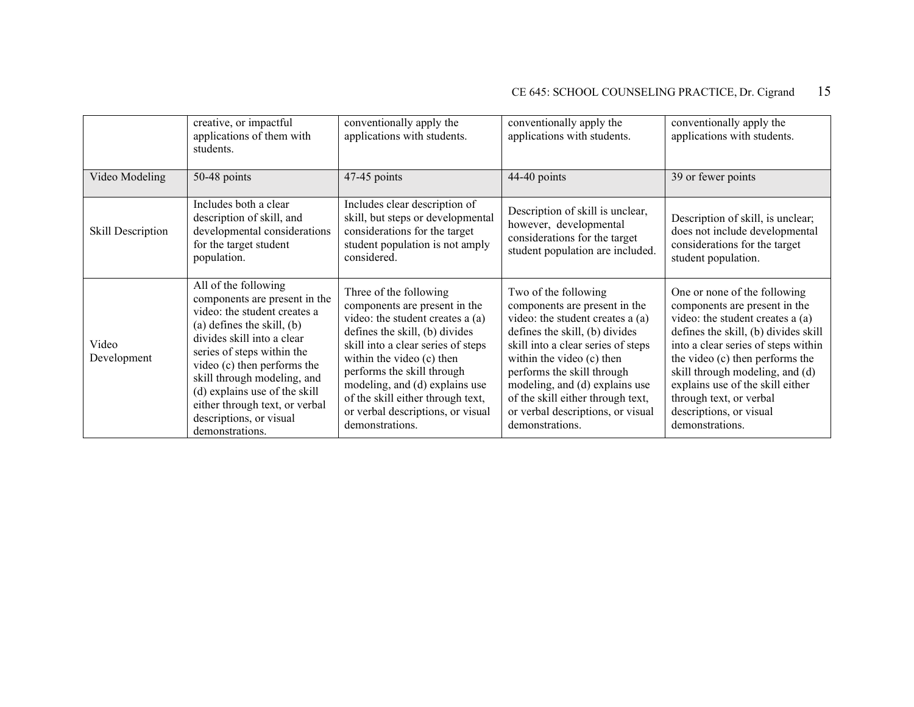| | | | | |
|---|---|---|---|---|
| | creative, or impactful applications of them with students. | conventionally apply the applications with students. | conventionally apply the applications with students. | conventionally apply the applications with students. |
| Video Modeling | 50-48 points | 47-45 points | 44-40 points | 39 or fewer points |
| Skill Description | Includes both a clear description of skill, and developmental considerations for the target student population. | Includes clear description of skill, but steps or developmental considerations for the target student population is not amply considered. | Description of skill is unclear, however, developmental considerations for the target student population are included. | Description of skill, is unclear; does not include developmental considerations for the target student population. |
| Video Development | All of the following components are present in the video: the student creates a (a) defines the skill, (b) divides skill into a clear series of steps within the video (c) then performs the skill through modeling, and (d) explains use of the skill either through text, or verbal descriptions, or visual demonstrations. | Three of the following components are present in the video: the student creates a (a) defines the skill, (b) divides skill into a clear series of steps within the video (c) then performs the skill through modeling, and (d) explains use of the skill either through text, or verbal descriptions, or visual demonstrations. | Two of the following components are present in the video: the student creates a (a) defines the skill, (b) divides skill into a clear series of steps within the video (c) then performs the skill through modeling, and (d) explains use of the skill either through text, or verbal descriptions, or visual demonstrations. | One or none of the following components are present in the video: the student creates a (a) defines the skill, (b) divides skill into a clear series of steps within the video (c) then performs the skill through modeling, and (d) explains use of the skill either through text, or verbal descriptions, or visual demonstrations. |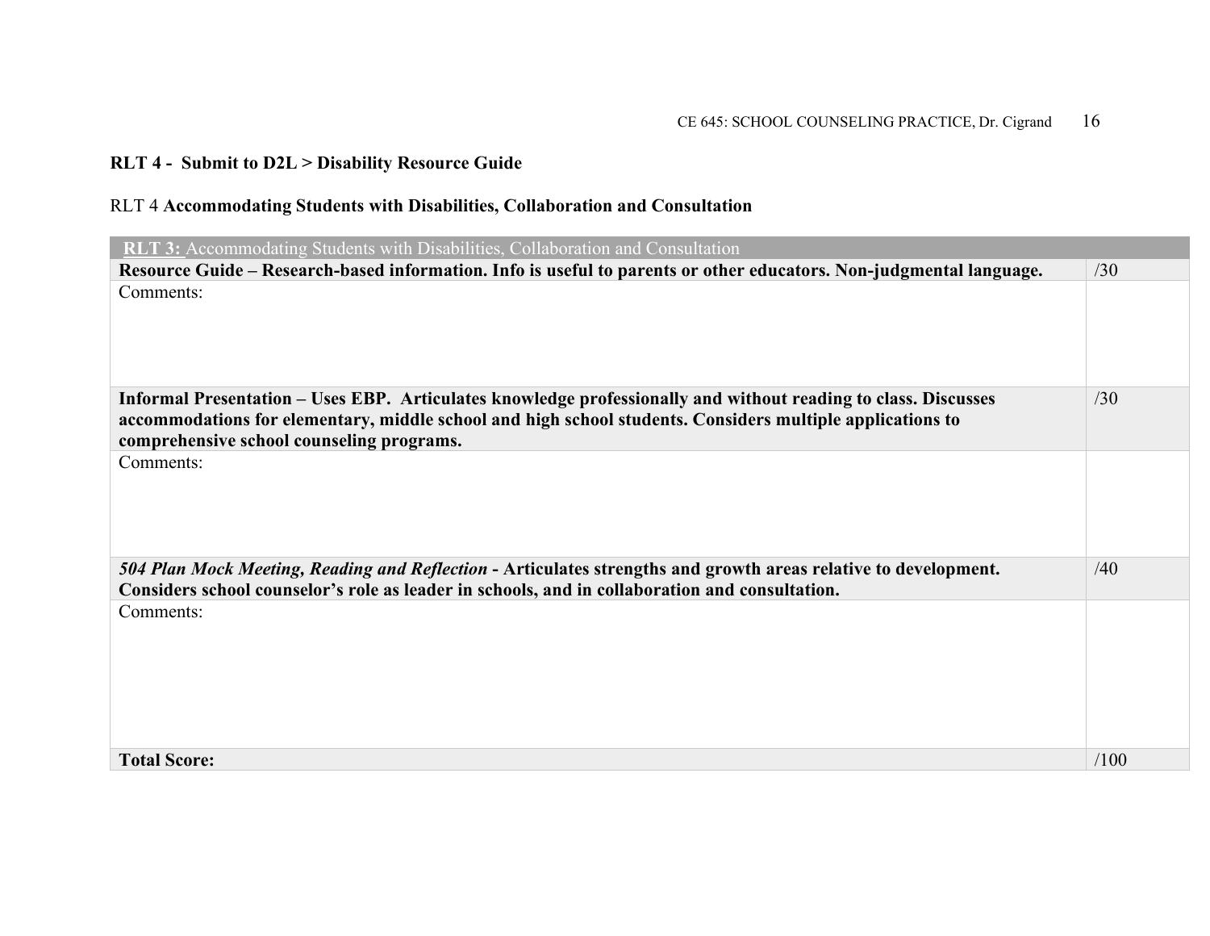**RLT 4 - Submit to D2L > Disability Resource Guide**

RLT 4 **Accommodating Students with Disabilities, Collaboration and Consultation**

| **RLT 3:** Accommodating Students with Disabilities, Collaboration and Consultation | |
|---|---|
| **Resource Guide – Research-based information. Info is useful to parents or other educators. Non-judgmental language.** | /30 |
| Comments: | |
| **Informal Presentation – Uses EBP. Articulates knowledge professionally and without reading to class. Discusses accommodations for elementary, middle school and high school students. Considers multiple applications to comprehensive school counseling programs.** | /30 |
| Comments: | |
| ***504 Plan Mock Meeting, Reading and Reflection* - Articulates strengths and growth areas relative to development. Considers school counselor's role as leader in schools, and in collaboration and consultation.** | /40 |
| Comments: | |
| **Total Score:** | /100 |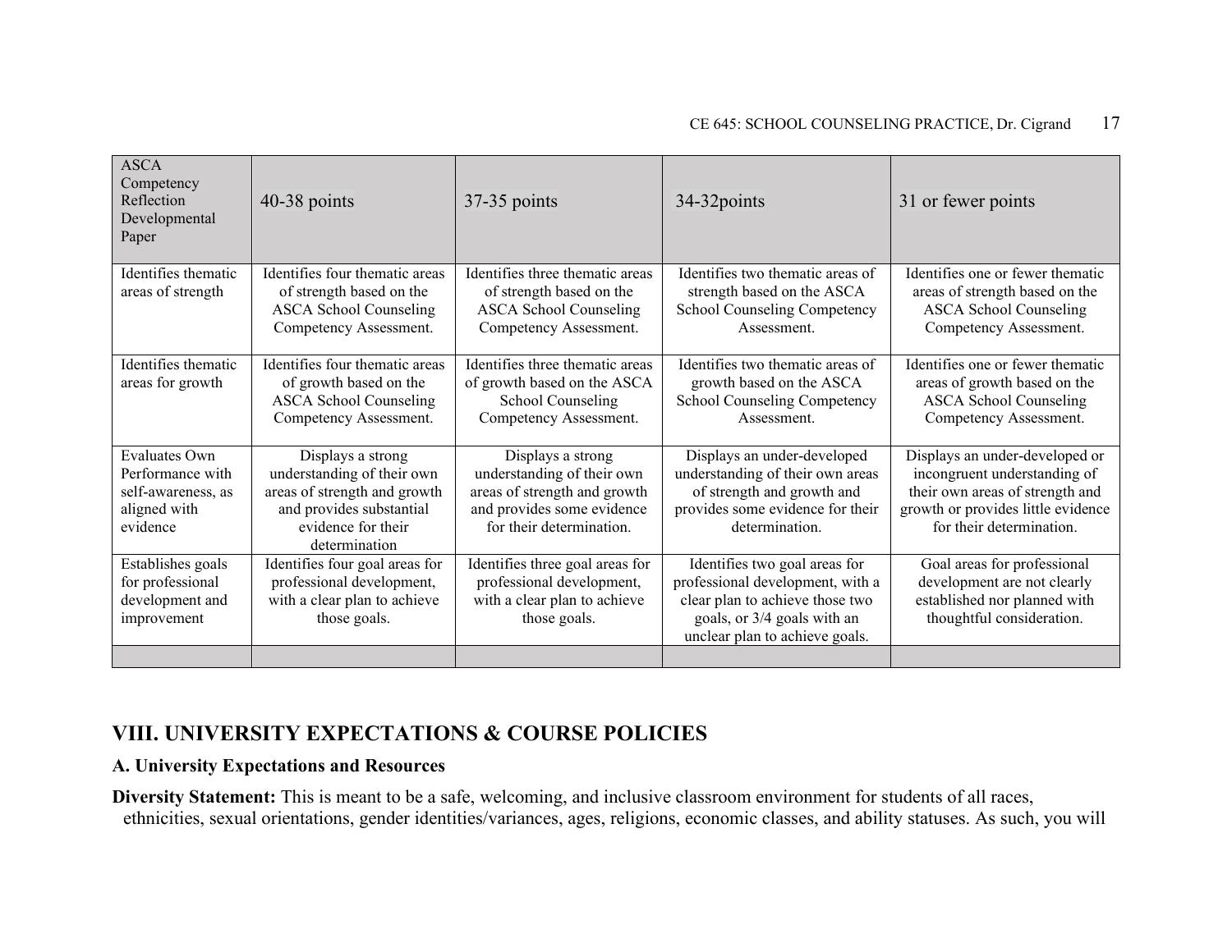| ASCA Competency Reflection Developmental Paper | 40-38 points | 37-35 points | 34-32points | 31 or fewer points |
|---|---|---|---|---|
| Identifies thematic areas of strength | Identifies four thematic areas of strength based on the ASCA School Counseling Competency Assessment. | Identifies three thematic areas of strength based on the ASCA School Counseling Competency Assessment. | Identifies two thematic areas of strength based on the ASCA School Counseling Competency Assessment. | Identifies one or fewer thematic areas of strength based on the ASCA School Counseling Competency Assessment. |
| Identifies thematic areas for growth | Identifies four thematic areas of growth based on the ASCA School Counseling Competency Assessment. | Identifies three thematic areas of growth based on the ASCA School Counseling Competency Assessment. | Identifies two thematic areas of growth based on the ASCA School Counseling Competency Assessment. | Identifies one or fewer thematic areas of growth based on the ASCA School Counseling Competency Assessment. |
| Evaluates Own Performance with self-awareness, as aligned with evidence | Displays a strong understanding of their own areas of strength and growth and provides substantial evidence for their determination | Displays a strong understanding of their own areas of strength and growth and provides some evidence for their determination. | Displays an under-developed understanding of their own areas of strength and growth and provides some evidence for their determination. | Displays an under-developed or incongruent understanding of their own areas of strength and growth or provides little evidence for their determination. |
| Establishes goals for professional development and improvement | Identifies four goal areas for professional development, with a clear plan to achieve those goals. | Identifies three goal areas for professional development, with a clear plan to achieve those goals. | Identifies two goal areas for professional development, with a clear plan to achieve those two goals, or 3/4 goals with an unclear plan to achieve goals. | Goal areas for professional development are not clearly established nor planned with thoughtful consideration. |
| | | | | |

## VIII. UNIVERSITY EXPECTATIONS & COURSE POLICIES

### A. University Expectations and Resources

**Diversity Statement:** This is meant to be a safe, welcoming, and inclusive classroom environment for students of all races, ethnicities, sexual orientations, gender identities/variances, ages, religions, economic classes, and ability statuses. As such, you will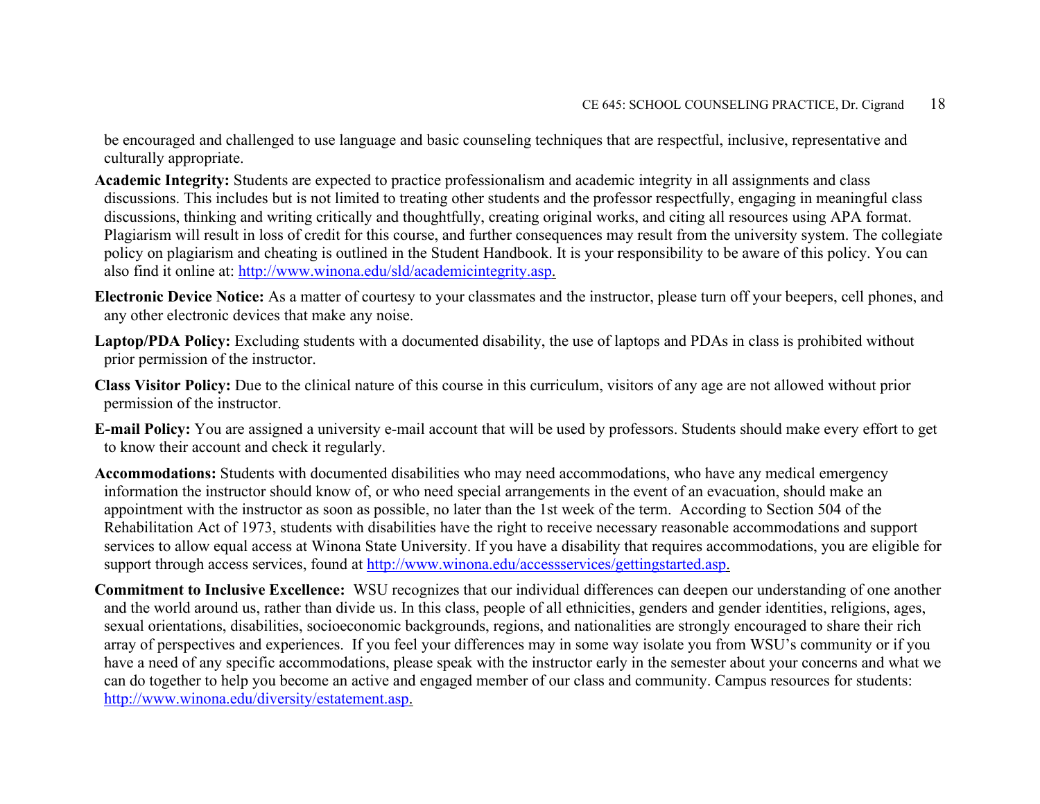be encouraged and challenged to use language and basic counseling techniques that are respectful, inclusive, representative and culturally appropriate.

**Academic Integrity:** Students are expected to practice professionalism and academic integrity in all assignments and class discussions. This includes but is not limited to treating other students and the professor respectfully, engaging in meaningful class discussions, thinking and writing critically and thoughtfully, creating original works, and citing all resources using APA format. Plagiarism will result in loss of credit for this course, and further consequences may result from the university system. The collegiate policy on plagiarism and cheating is outlined in the Student Handbook. It is your responsibility to be aware of this policy. You can also find it online at: http://www.winona.edu/sld/academicintegrity.asp.

**Electronic Device Notice:** As a matter of courtesy to your classmates and the instructor, please turn off your beepers, cell phones, and any other electronic devices that make any noise.

**Laptop/PDA Policy:** Excluding students with a documented disability, the use of laptops and PDAs in class is prohibited without prior permission of the instructor.

**Class Visitor Policy:** Due to the clinical nature of this course in this curriculum, visitors of any age are not allowed without prior permission of the instructor.

**E-mail Policy:** You are assigned a university e-mail account that will be used by professors. Students should make every effort to get to know their account and check it regularly.

**Accommodations:** Students with documented disabilities who may need accommodations, who have any medical emergency information the instructor should know of, or who need special arrangements in the event of an evacuation, should make an appointment with the instructor as soon as possible, no later than the 1st week of the term. According to Section 504 of the Rehabilitation Act of 1973, students with disabilities have the right to receive necessary reasonable accommodations and support services to allow equal access at Winona State University. If you have a disability that requires accommodations, you are eligible for support through access services, found at http://www.winona.edu/accessservices/gettingstarted.asp.

**Commitment to Inclusive Excellence:** WSU recognizes that our individual differences can deepen our understanding of one another and the world around us, rather than divide us. In this class, people of all ethnicities, genders and gender identities, religions, ages, sexual orientations, disabilities, socioeconomic backgrounds, regions, and nationalities are strongly encouraged to share their rich array of perspectives and experiences. If you feel your differences may in some way isolate you from WSU's community or if you have a need of any specific accommodations, please speak with the instructor early in the semester about your concerns and what we can do together to help you become an active and engaged member of our class and community. Campus resources for students: http://www.winona.edu/diversity/estatement.asp.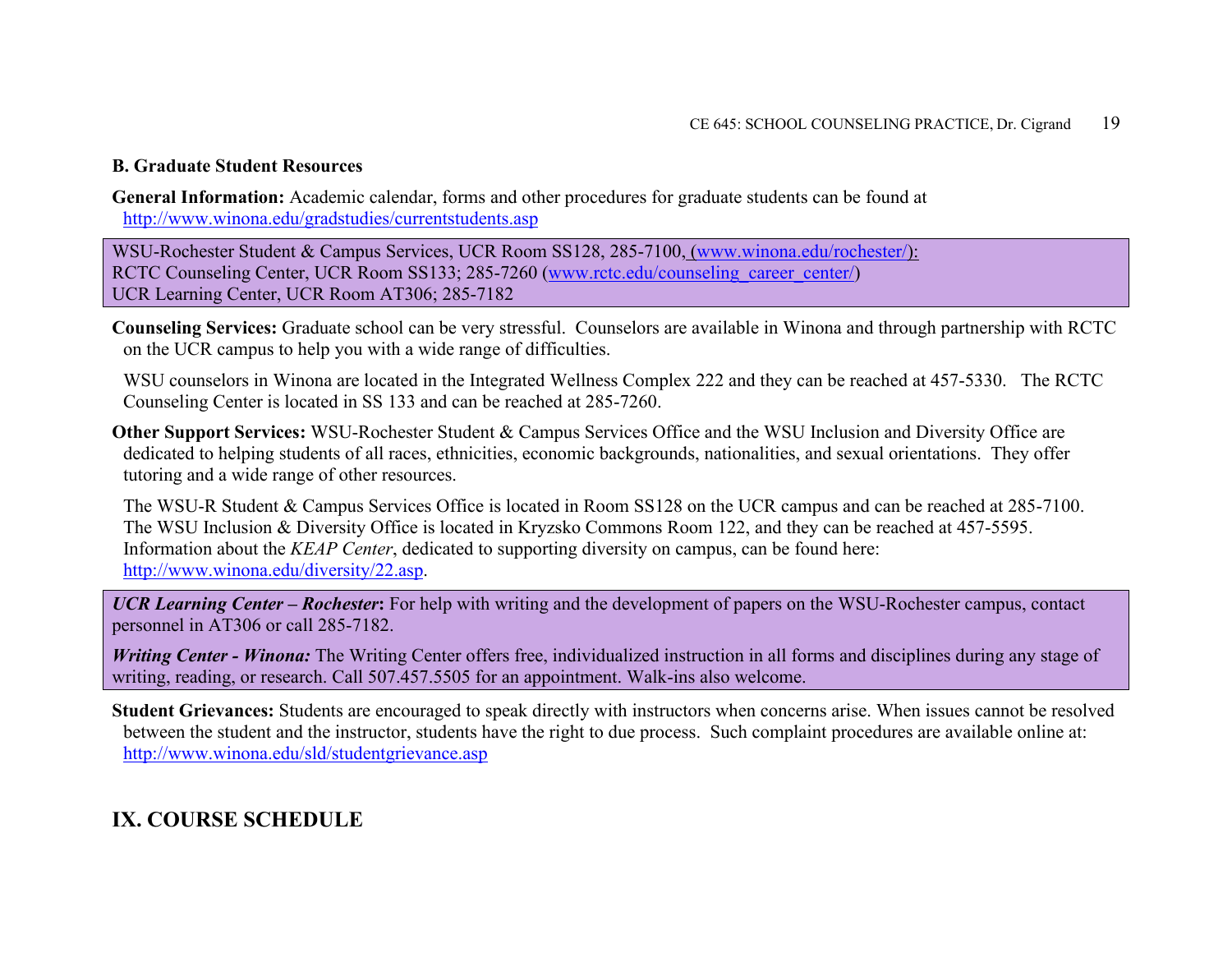### B. Graduate Student Resources

**General Information:** Academic calendar, forms and other procedures for graduate students can be found at http://www.winona.edu/gradstudies/currentstudents.asp

WSU-Rochester Student & Campus Services, UCR Room SS128, 285-7100, (www.winona.edu/rochester/):
RCTC Counseling Center, UCR Room SS133; 285-7260 (www.rctc.edu/counseling_career_center/)
UCR Learning Center, UCR Room AT306; 285-7182

**Counseling Services:** Graduate school can be very stressful. Counselors are available in Winona and through partnership with RCTC on the UCR campus to help you with a wide range of difficulties.

WSU counselors in Winona are located in the Integrated Wellness Complex 222 and they can be reached at 457-5330. The RCTC Counseling Center is located in SS 133 and can be reached at 285-7260.

**Other Support Services:** WSU-Rochester Student & Campus Services Office and the WSU Inclusion and Diversity Office are dedicated to helping students of all races, ethnicities, economic backgrounds, nationalities, and sexual orientations. They offer tutoring and a wide range of other resources.

The WSU-R Student & Campus Services Office is located in Room SS128 on the UCR campus and can be reached at 285-7100. The WSU Inclusion & Diversity Office is located in Kryzsko Commons Room 122, and they can be reached at 457-5595. Information about the *KEAP Center*, dedicated to supporting diversity on campus, can be found here: http://www.winona.edu/diversity/22.asp.

***UCR Learning Center – Rochester*:** For help with writing and the development of papers on the WSU-Rochester campus, contact personnel in AT306 or call 285-7182.

***Writing Center - Winona:*** The Writing Center offers free, individualized instruction in all forms and disciplines during any stage of writing, reading, or research. Call 507.457.5505 for an appointment. Walk-ins also welcome.

**Student Grievances:** Students are encouraged to speak directly with instructors when concerns arise. When issues cannot be resolved between the student and the instructor, students have the right to due process. Such complaint procedures are available online at: http://www.winona.edu/sld/studentgrievance.asp

## IX. COURSE SCHEDULE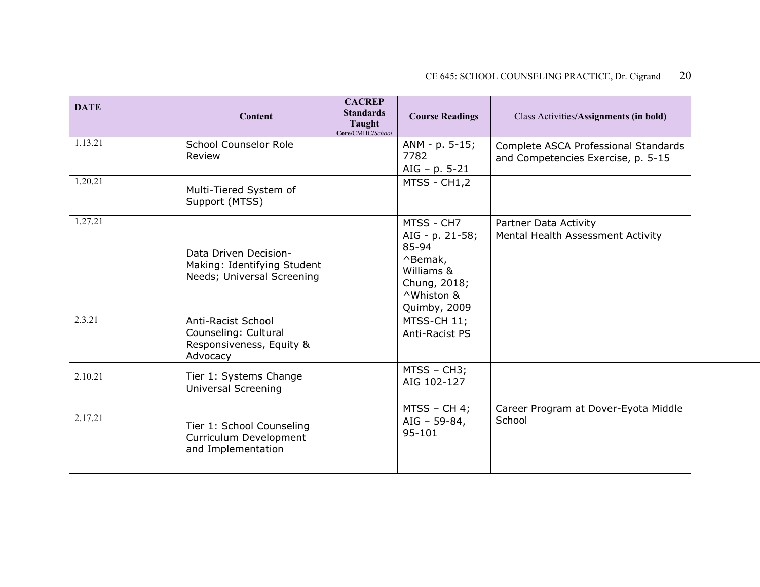| DATE | Content | CACREP Standards Taught Core/CMHC/*School* | Course Readings | Class Activities/**Assignments (in bold)** |
|---|---|---|---|---|
| 1.13.21 | School Counselor Role Review | | ANM - p. 5-15; 7782<br>AIG – p. 5-21 | Complete ASCA Professional Standards and Competencies Exercise, p. 5-15 |
| 1.20.21 | Multi-Tiered System of Support (MTSS) | | MTSS - CH1,2 | |
| 1.27.21 | Data Driven Decision-Making: Identifying Student Needs; Universal Screening | | MTSS - CH7<br>AIG - p. 21-58; 85-94<br>^Bemak, Williams & Chung, 2018;<br>^Whiston & Quimby, 2009 | Partner Data Activity<br>Mental Health Assessment Activity |
| 2.3.21 | Anti-Racist School Counseling: Cultural Responsiveness, Equity & Advocacy | | MTSS-CH 11;<br>Anti-Racist PS | |
| 2.10.21 | Tier 1: Systems Change Universal Screening | | MTSS – CH3;<br>AIG 102-127 | |
| 2.17.21 | Tier 1: School Counseling Curriculum Development and Implementation | | MTSS – CH 4;<br>AIG – 59-84, 95-101 | Career Program at Dover-Eyota Middle School |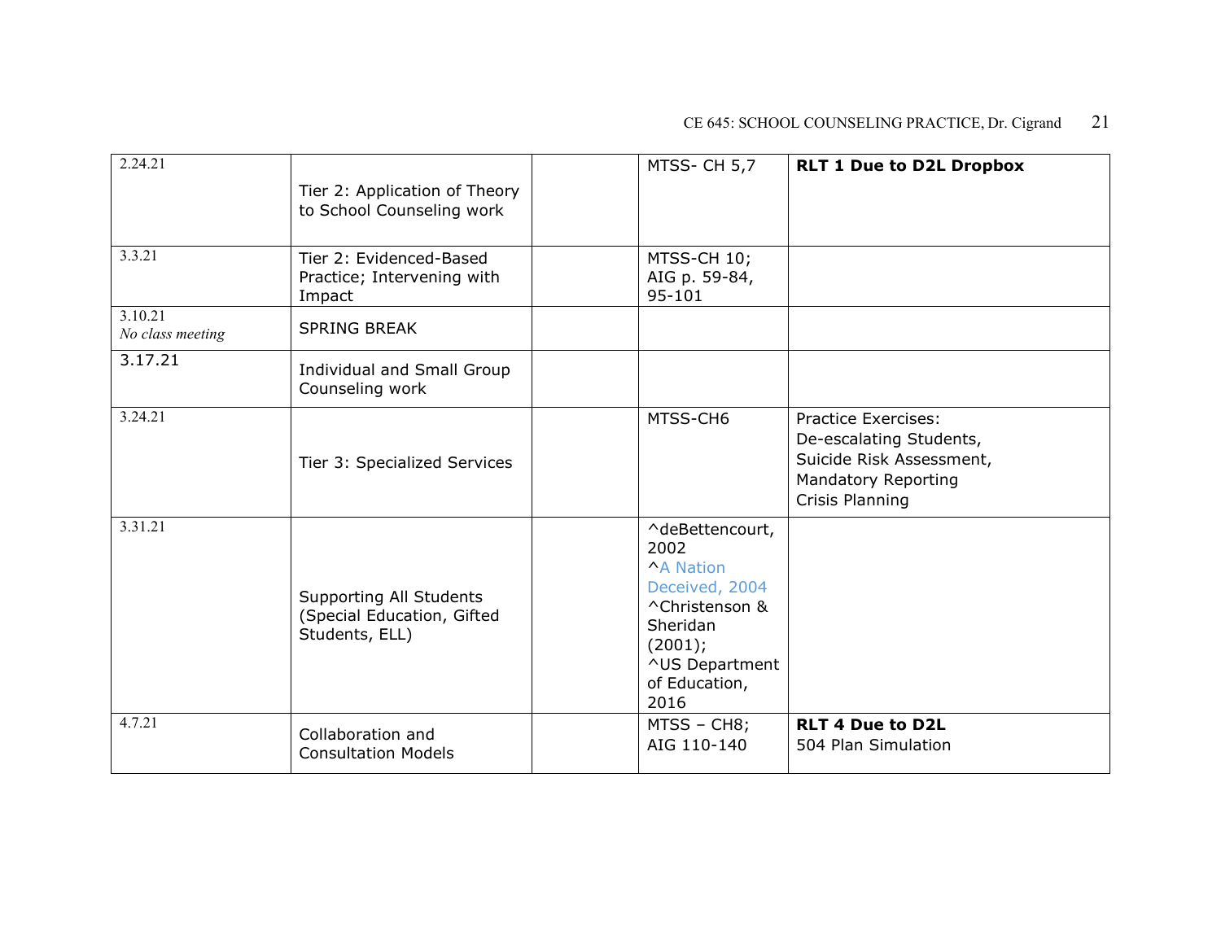| | | | | |
|---|---|---|---|---|
| 2.24.21 | Tier 2: Application of Theory to School Counseling work | | MTSS- CH 5,7 | **RLT 1 Due to D2L Dropbox** |
| 3.3.21 | Tier 2: Evidenced-Based Practice; Intervening with Impact | | MTSS-CH 10; AIG p. 59-84, 95-101 | |
| 3.10.21 *No class meeting* | SPRING BREAK | | | |
| 3.17.21 | Individual and Small Group Counseling work | | | |
| 3.24.21 | Tier 3: Specialized Services | | MTSS-CH6 | Practice Exercises: De-escalating Students, Suicide Risk Assessment, Mandatory Reporting Crisis Planning |
| 3.31.21 | Supporting All Students (Special Education, Gifted Students, ELL) | | ^deBettencourt, 2002 ^A Nation Deceived, 2004 ^Christenson & Sheridan (2001); ^US Department of Education, 2016 | |
| 4.7.21 | Collaboration and Consultation Models | | MTSS – CH8; AIG 110-140 | **RLT 4 Due to D2L** 504 Plan Simulation |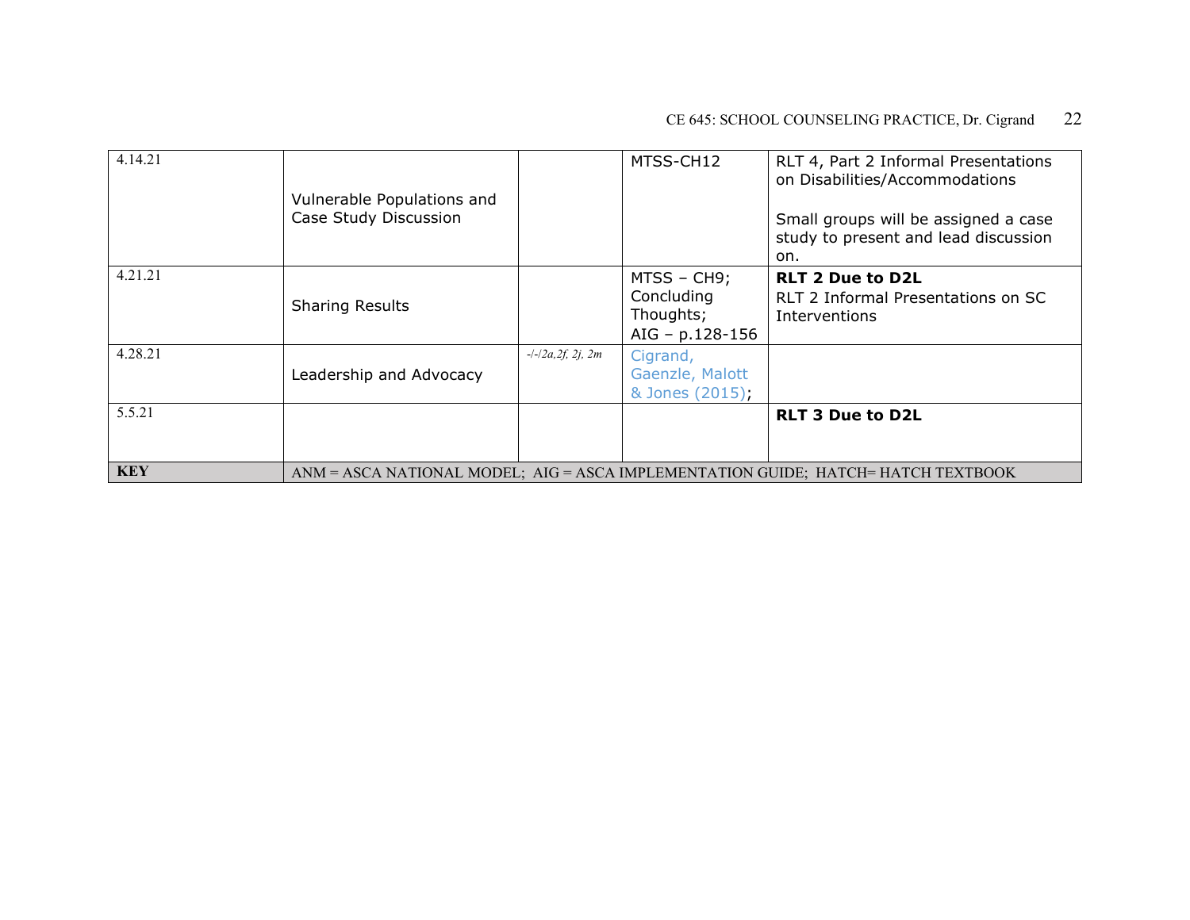| | | | | |
|---|---|---|---|---|
| 4.14.21 | Vulnerable Populations and Case Study Discussion | | MTSS-CH12 | RLT 4, Part 2 Informal Presentations on Disabilities/Accommodations<br><br>Small groups will be assigned a case study to present and lead discussion on. |
| 4.21.21 | Sharing Results | | MTSS – CH9; Concluding Thoughts; AIG – p.128-156 | **RLT 2 Due to D2L**<br>RLT 2 Informal Presentations on SC Interventions |
| 4.28.21 | Leadership and Advocacy | *-/-/2a,2f, 2j, 2m* | Cigrand, Gaenzle, Malott & Jones (2015); | |
| 5.5.21 | | | | **RLT 3 Due to D2L** |
| **KEY** | ANM = ASCA NATIONAL MODEL; AIG = ASCA IMPLEMENTATION GUIDE; HATCH= HATCH TEXTBOOK | | | |